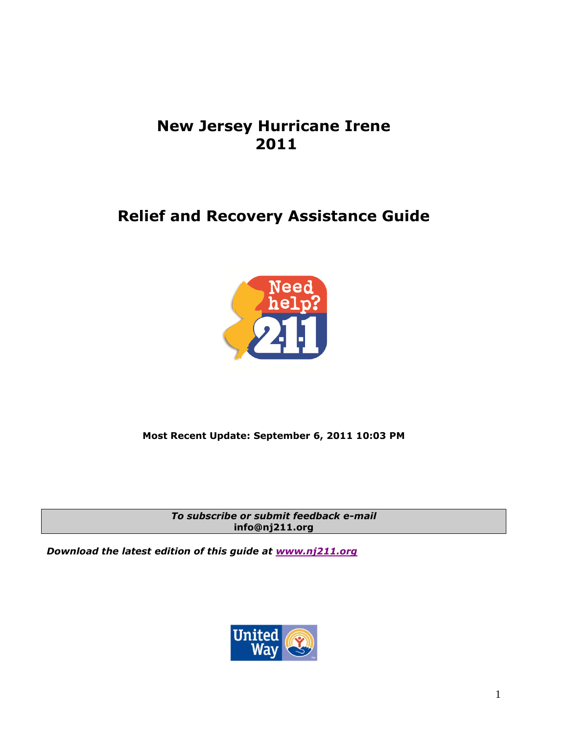# New Jersey Hurricane Irene 2011

## Relief and Recovery Assistance Guide

**Most Recent Update: September 6, 2011 10:03 PM**

| ***To subscribe or submit feedback e-mail*** **info@nj211.org** |
|---|

***Download the latest edition of this guide at [www.nj211.org](http://www.nj211.org)***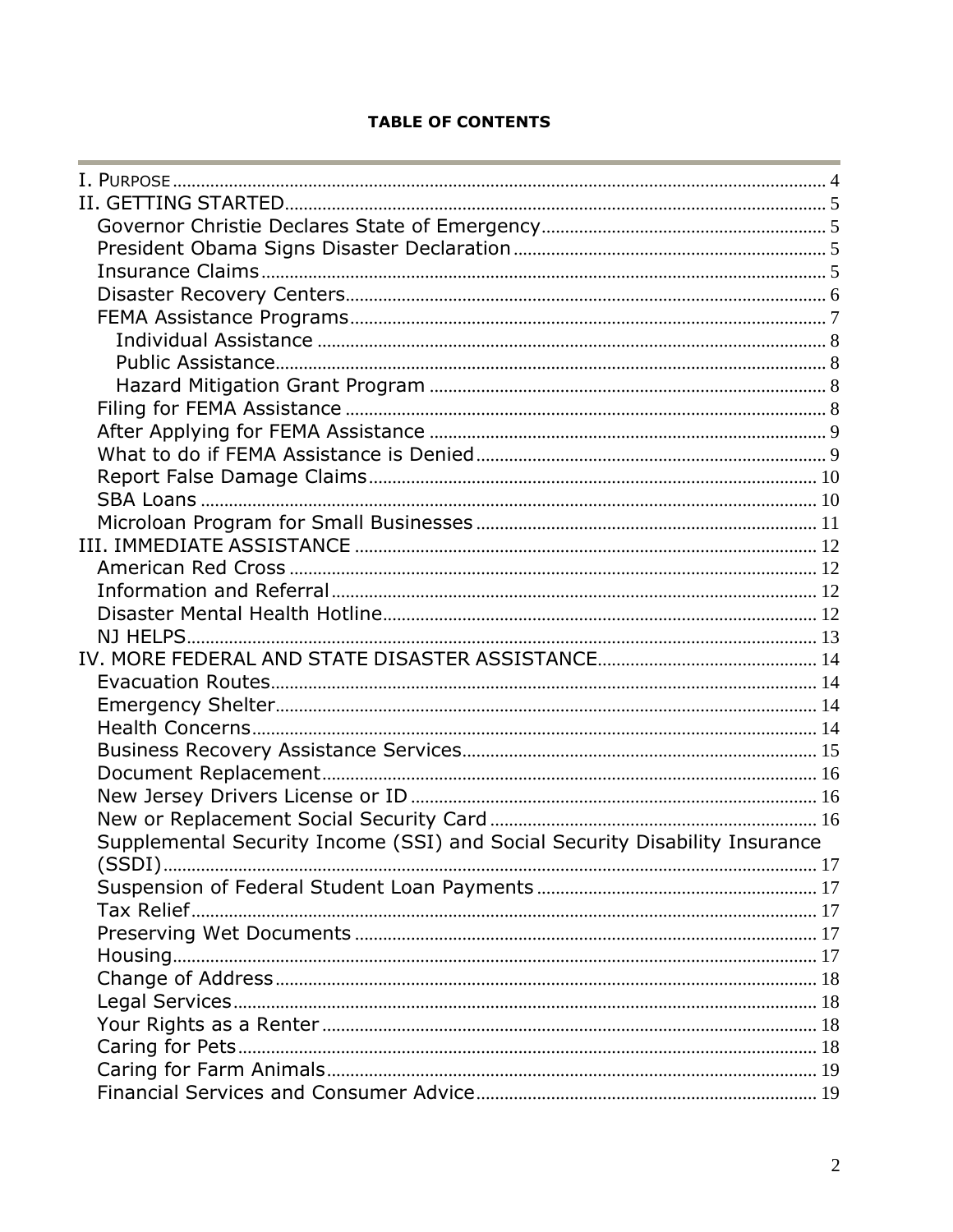**TABLE OF CONTENTS**

- I. PURPOSE ........ 4
- II. GETTING STARTED ........ 5
  - Governor Christie Declares State of Emergency ........ 5
  - President Obama Signs Disaster Declaration ........ 5
  - Insurance Claims ........ 5
  - Disaster Recovery Centers ........ 6
  - FEMA Assistance Programs ........ 7
    - Individual Assistance ........ 8
    - Public Assistance ........ 8
    - Hazard Mitigation Grant Program ........ 8
  - Filing for FEMA Assistance ........ 8
  - After Applying for FEMA Assistance ........ 9
  - What to do if FEMA Assistance is Denied ........ 9
  - Report False Damage Claims ........ 10
  - SBA Loans ........ 10
  - Microloan Program for Small Businesses ........ 11
- III. IMMEDIATE ASSISTANCE ........ 12
  - American Red Cross ........ 12
  - Information and Referral ........ 12
  - Disaster Mental Health Hotline ........ 12
  - NJ HELPS ........ 13
- IV. MORE FEDERAL AND STATE DISASTER ASSISTANCE ........ 14
  - Evacuation Routes ........ 14
  - Emergency Shelter ........ 14
  - Health Concerns ........ 14
  - Business Recovery Assistance Services ........ 15
  - Document Replacement ........ 16
  - New Jersey Drivers License or ID ........ 16
  - New or Replacement Social Security Card ........ 16
  - Supplemental Security Income (SSI) and Social Security Disability Insurance (SSDI) ........ 17
  - Suspension of Federal Student Loan Payments ........ 17
  - Tax Relief ........ 17
  - Preserving Wet Documents ........ 17
  - Housing ........ 17
  - Change of Address ........ 18
  - Legal Services ........ 18
  - Your Rights as a Renter ........ 18
  - Caring for Pets ........ 18
  - Caring for Farm Animals ........ 19
  - Financial Services and Consumer Advice ........ 19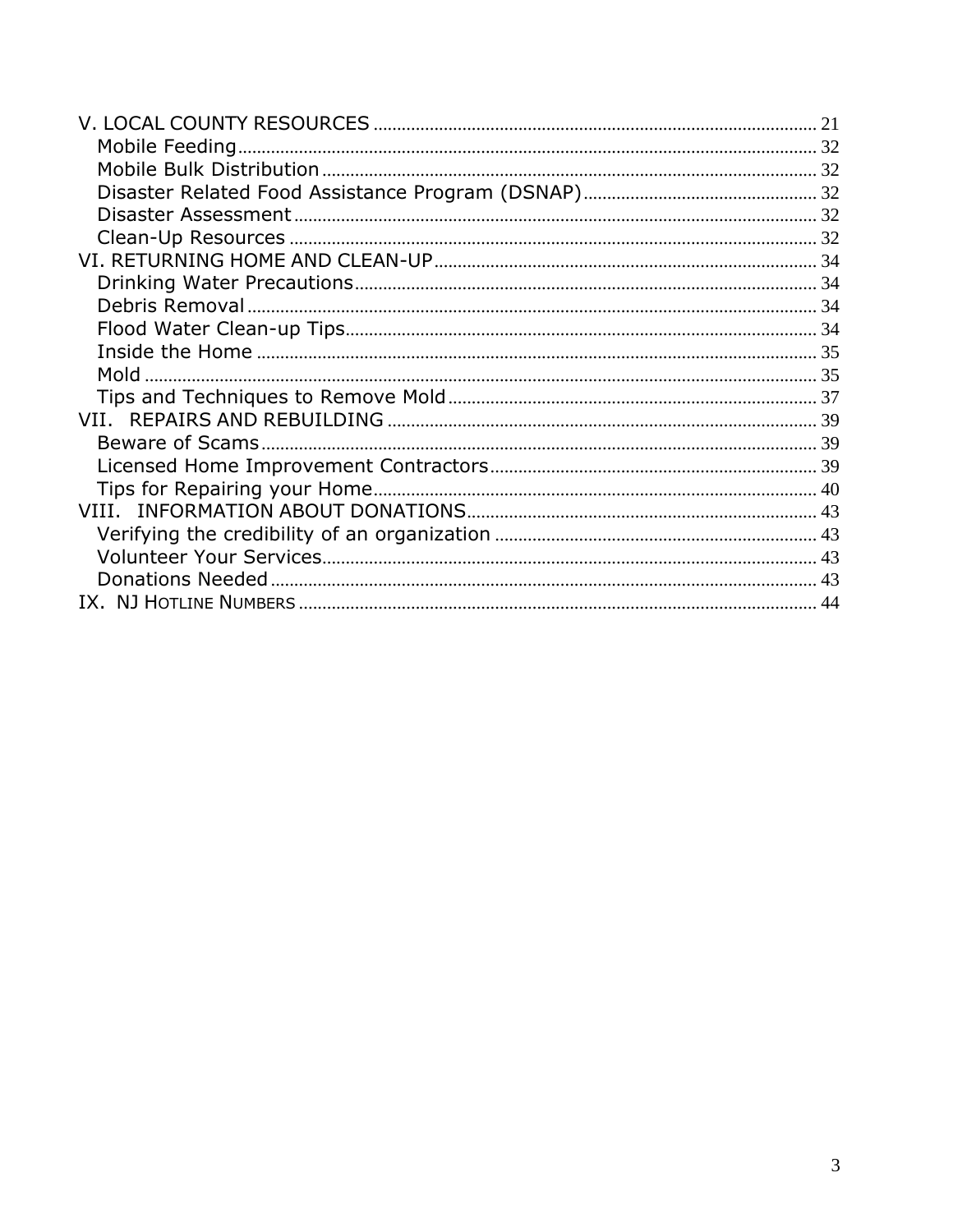V. LOCAL COUNTY RESOURCES ............................................................................................ 21
- Mobile Feeding ............................................................................................................ 32
- Mobile Bulk Distribution ............................................................................................ 32
- Disaster Related Food Assistance Program (DSNAP) ................................................. 32
- Disaster Assessment ................................................................................................... 32
- Clean-Up Resources ................................................................................................... 32

VI. RETURNING HOME AND CLEAN-UP ................................................................................ 34
- Drinking Water Precautions ........................................................................................ 34
- Debris Removal ........................................................................................................... 34
- Flood Water Clean-up Tips .......................................................................................... 34
- Inside the Home .......................................................................................................... 35
- Mold ............................................................................................................................ 35
- Tips and Techniques to Remove Mold ........................................................................ 37

VII. REPAIRS AND REBUILDING ........................................................................................ 39
- Beware of Scams ......................................................................................................... 39
- Licensed Home Improvement Contractors ................................................................... 39
- Tips for Repairing your Home ..................................................................................... 40

VIII. INFORMATION ABOUT DONATIONS .......................................................................... 43
- Verifying the credibility of an organization ................................................................ 43
- Volunteer Your Services .............................................................................................. 43
- Donations Needed ........................................................................................................ 43

IX. NJ HOTLINE NUMBERS ................................................................................................. 44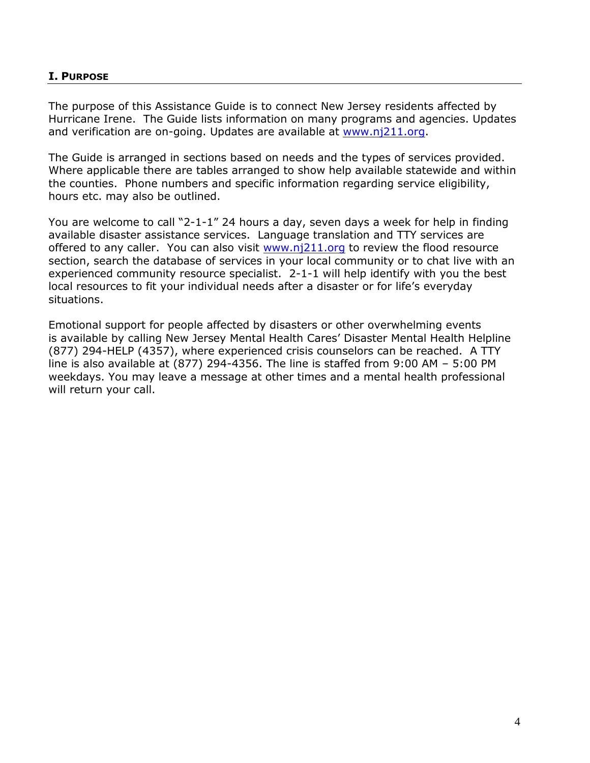## I. PURPOSE

The purpose of this Assistance Guide is to connect New Jersey residents affected by Hurricane Irene. The Guide lists information on many programs and agencies. Updates and verification are on-going. Updates are available at www.nj211.org.

The Guide is arranged in sections based on needs and the types of services provided. Where applicable there are tables arranged to show help available statewide and within the counties. Phone numbers and specific information regarding service eligibility, hours etc. may also be outlined.

You are welcome to call "2-1-1" 24 hours a day, seven days a week for help in finding available disaster assistance services. Language translation and TTY services are offered to any caller. You can also visit www.nj211.org to review the flood resource section, search the database of services in your local community or to chat live with an experienced community resource specialist. 2-1-1 will help identify with you the best local resources to fit your individual needs after a disaster or for life's everyday situations.

Emotional support for people affected by disasters or other overwhelming events is available by calling New Jersey Mental Health Cares' Disaster Mental Health Helpline (877) 294-HELP (4357), where experienced crisis counselors can be reached. A TTY line is also available at (877) 294-4356. The line is staffed from 9:00 AM – 5:00 PM weekdays. You may leave a message at other times and a mental health professional will return your call.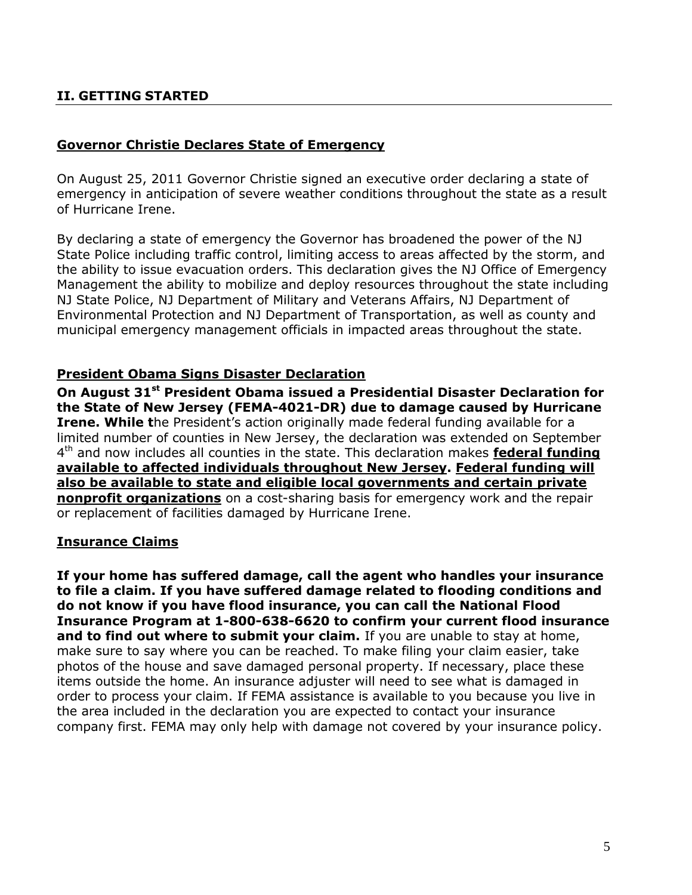## II. GETTING STARTED

### Governor Christie Declares State of Emergency

On August 25, 2011 Governor Christie signed an executive order declaring a state of emergency in anticipation of severe weather conditions throughout the state as a result of Hurricane Irene.

By declaring a state of emergency the Governor has broadened the power of the NJ State Police including traffic control, limiting access to areas affected by the storm, and the ability to issue evacuation orders. This declaration gives the NJ Office of Emergency Management the ability to mobilize and deploy resources throughout the state including NJ State Police, NJ Department of Military and Veterans Affairs, NJ Department of Environmental Protection and NJ Department of Transportation, as well as county and municipal emergency management officials in impacted areas throughout the state.

### President Obama Signs Disaster Declaration

**On August 31st President Obama issued a Presidential Disaster Declaration for the State of New Jersey (FEMA-4021-DR) due to damage caused by Hurricane Irene. While t**he President's action originally made federal funding available for a limited number of counties in New Jersey, the declaration was extended on September 4th and now includes all counties in the state. This declaration makes **federal funding available to affected individuals throughout New Jersey**. **Federal funding will also be available to state and eligible local governments and certain private nonprofit organizations** on a cost-sharing basis for emergency work and the repair or replacement of facilities damaged by Hurricane Irene.

### Insurance Claims

**If your home has suffered damage, call the agent who handles your insurance to file a claim. If you have suffered damage related to flooding conditions and do not know if you have flood insurance, you can call the National Flood Insurance Program at 1-800-638-6620 to confirm your current flood insurance and to find out where to submit your claim.** If you are unable to stay at home, make sure to say where you can be reached. To make filing your claim easier, take photos of the house and save damaged personal property. If necessary, place these items outside the home. An insurance adjuster will need to see what is damaged in order to process your claim. If FEMA assistance is available to you because you live in the area included in the declaration you are expected to contact your insurance company first. FEMA may only help with damage not covered by your insurance policy.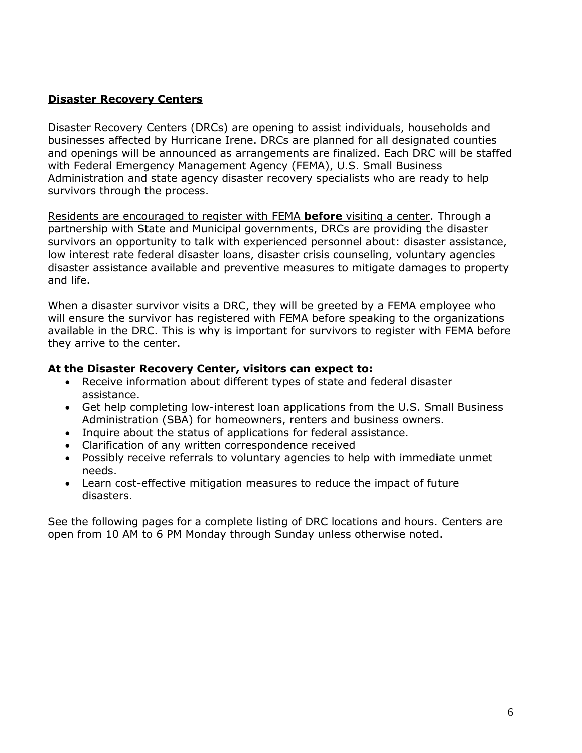## **Disaster Recovery Centers**

Disaster Recovery Centers (DRCs) are opening to assist individuals, households and businesses affected by Hurricane Irene. DRCs are planned for all designated counties and openings will be announced as arrangements are finalized. Each DRC will be staffed with Federal Emergency Management Agency (FEMA), U.S. Small Business Administration and state agency disaster recovery specialists who are ready to help survivors through the process.

Residents are encouraged to register with FEMA **before** visiting a center. Through a partnership with State and Municipal governments, DRCs are providing the disaster survivors an opportunity to talk with experienced personnel about: disaster assistance, low interest rate federal disaster loans, disaster crisis counseling, voluntary agencies disaster assistance available and preventive measures to mitigate damages to property and life.

When a disaster survivor visits a DRC, they will be greeted by a FEMA employee who will ensure the survivor has registered with FEMA before speaking to the organizations available in the DRC. This is why is important for survivors to register with FEMA before they arrive to the center.

**At the Disaster Recovery Center, visitors can expect to:**

- Receive information about different types of state and federal disaster assistance.
- Get help completing low-interest loan applications from the U.S. Small Business Administration (SBA) for homeowners, renters and business owners.
- Inquire about the status of applications for federal assistance.
- Clarification of any written correspondence received
- Possibly receive referrals to voluntary agencies to help with immediate unmet needs.
- Learn cost-effective mitigation measures to reduce the impact of future disasters.

See the following pages for a complete listing of DRC locations and hours. Centers are open from 10 AM to 6 PM Monday through Sunday unless otherwise noted.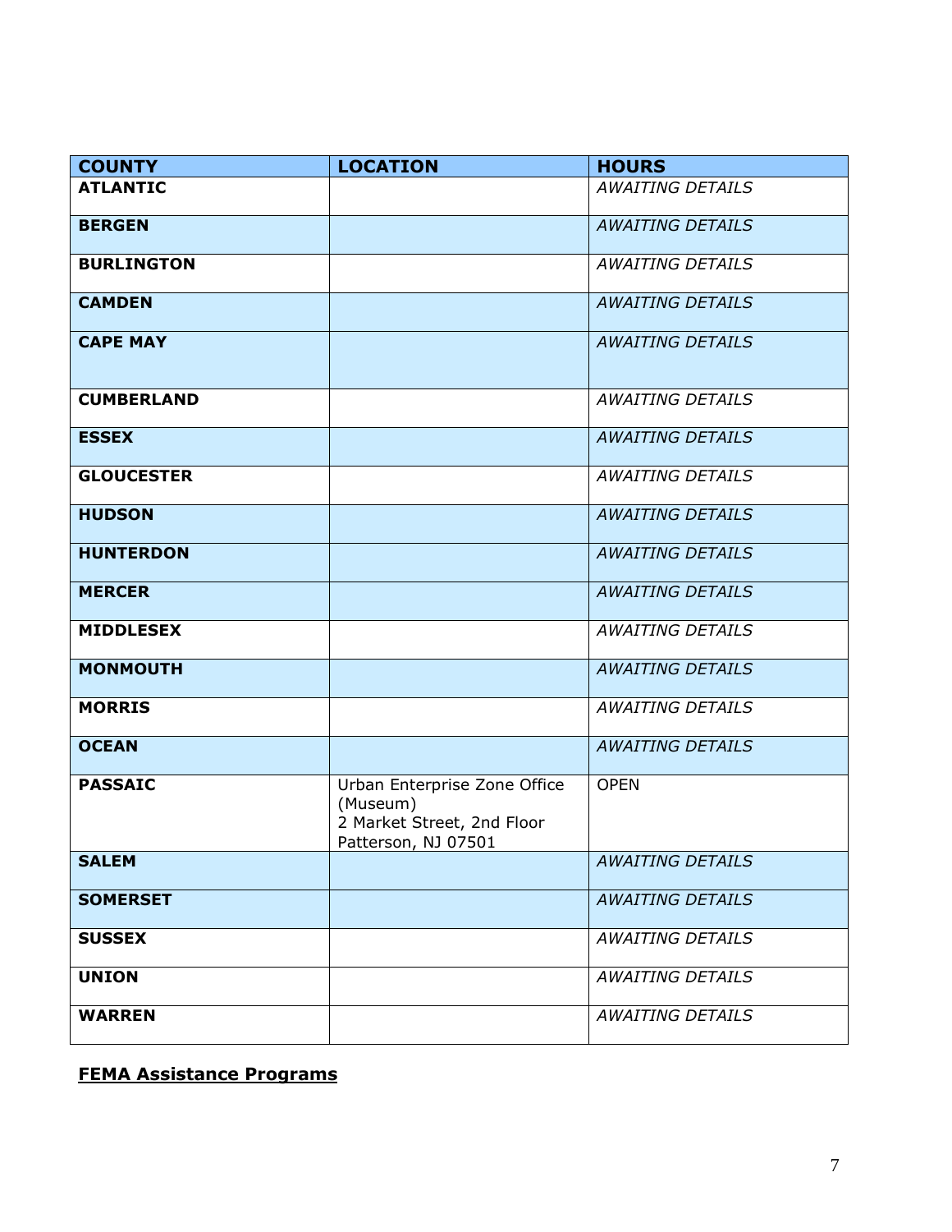| COUNTY | LOCATION | HOURS |
|---|---|---|
| **ATLANTIC** | | *AWAITING DETAILS* |
| **BERGEN** | | *AWAITING DETAILS* |
| **BURLINGTON** | | *AWAITING DETAILS* |
| **CAMDEN** | | *AWAITING DETAILS* |
| **CAPE MAY** | | *AWAITING DETAILS* |
| **CUMBERLAND** | | *AWAITING DETAILS* |
| **ESSEX** | | *AWAITING DETAILS* |
| **GLOUCESTER** | | *AWAITING DETAILS* |
| **HUDSON** | | *AWAITING DETAILS* |
| **HUNTERDON** | | *AWAITING DETAILS* |
| **MERCER** | | *AWAITING DETAILS* |
| **MIDDLESEX** | | *AWAITING DETAILS* |
| **MONMOUTH** | | *AWAITING DETAILS* |
| **MORRIS** | | *AWAITING DETAILS* |
| **OCEAN** | | *AWAITING DETAILS* |
| **PASSAIC** | Urban Enterprise Zone Office (Museum)<br>2 Market Street, 2nd Floor<br>Patterson, NJ 07501 | OPEN |
| **SALEM** | | *AWAITING DETAILS* |
| **SOMERSET** | | *AWAITING DETAILS* |
| **SUSSEX** | | *AWAITING DETAILS* |
| **UNION** | | *AWAITING DETAILS* |
| **WARREN** | | *AWAITING DETAILS* |

## **FEMA Assistance Programs**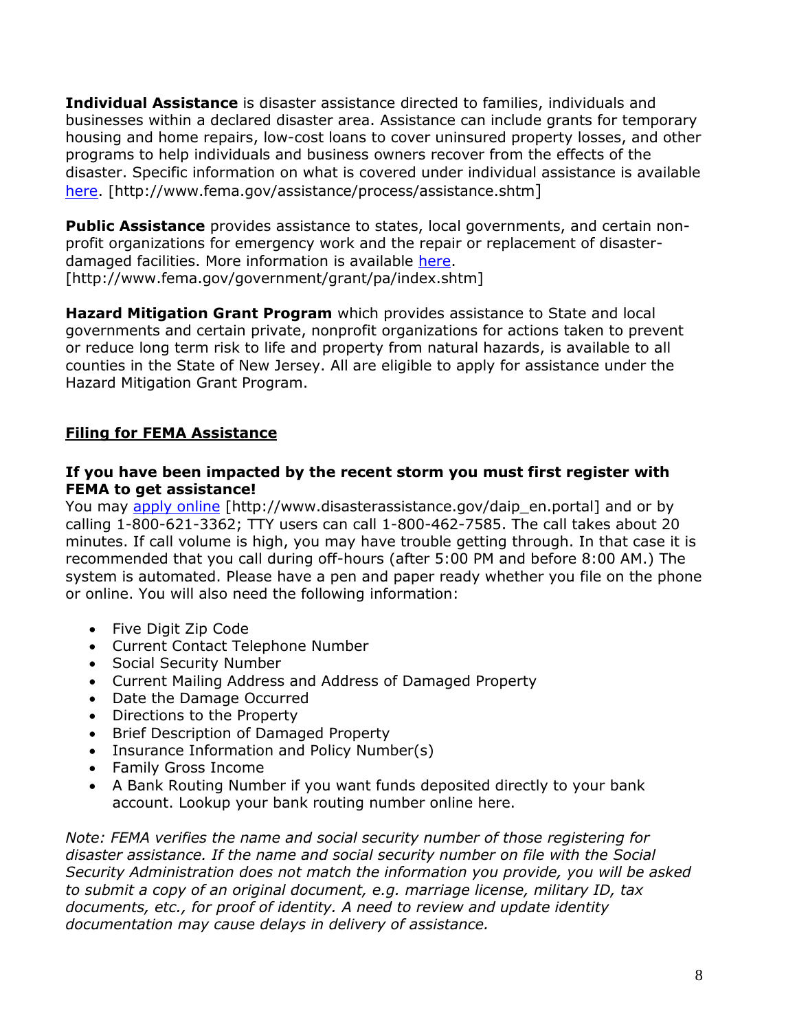**Individual Assistance** is disaster assistance directed to families, individuals and businesses within a declared disaster area. Assistance can include grants for temporary housing and home repairs, low-cost loans to cover uninsured property losses, and other programs to help individuals and business owners recover from the effects of the disaster. Specific information on what is covered under individual assistance is available here. [http://www.fema.gov/assistance/process/assistance.shtm]

**Public Assistance** provides assistance to states, local governments, and certain non-profit organizations for emergency work and the repair or replacement of disaster-damaged facilities. More information is available here. [http://www.fema.gov/government/grant/pa/index.shtm]

**Hazard Mitigation Grant Program** which provides assistance to State and local governments and certain private, nonprofit organizations for actions taken to prevent or reduce long term risk to life and property from natural hazards, is available to all counties in the State of New Jersey. All are eligible to apply for assistance under the Hazard Mitigation Grant Program.

## Filing for FEMA Assistance

**If you have been impacted by the recent storm you must first register with FEMA to get assistance!**

You may apply online [http://www.disasterassistance.gov/daip_en.portal] and or by calling 1-800-621-3362; TTY users can call 1-800-462-7585. The call takes about 20 minutes. If call volume is high, you may have trouble getting through. In that case it is recommended that you call during off-hours (after 5:00 PM and before 8:00 AM.) The system is automated. Please have a pen and paper ready whether you file on the phone or online. You will also need the following information:

- Five Digit Zip Code
- Current Contact Telephone Number
- Social Security Number
- Current Mailing Address and Address of Damaged Property
- Date the Damage Occurred
- Directions to the Property
- Brief Description of Damaged Property
- Insurance Information and Policy Number(s)
- Family Gross Income
- A Bank Routing Number if you want funds deposited directly to your bank account. Lookup your bank routing number online here.

*Note: FEMA verifies the name and social security number of those registering for disaster assistance. If the name and social security number on file with the Social Security Administration does not match the information you provide, you will be asked to submit a copy of an original document, e.g. marriage license, military ID, tax documents, etc., for proof of identity. A need to review and update identity documentation may cause delays in delivery of assistance.*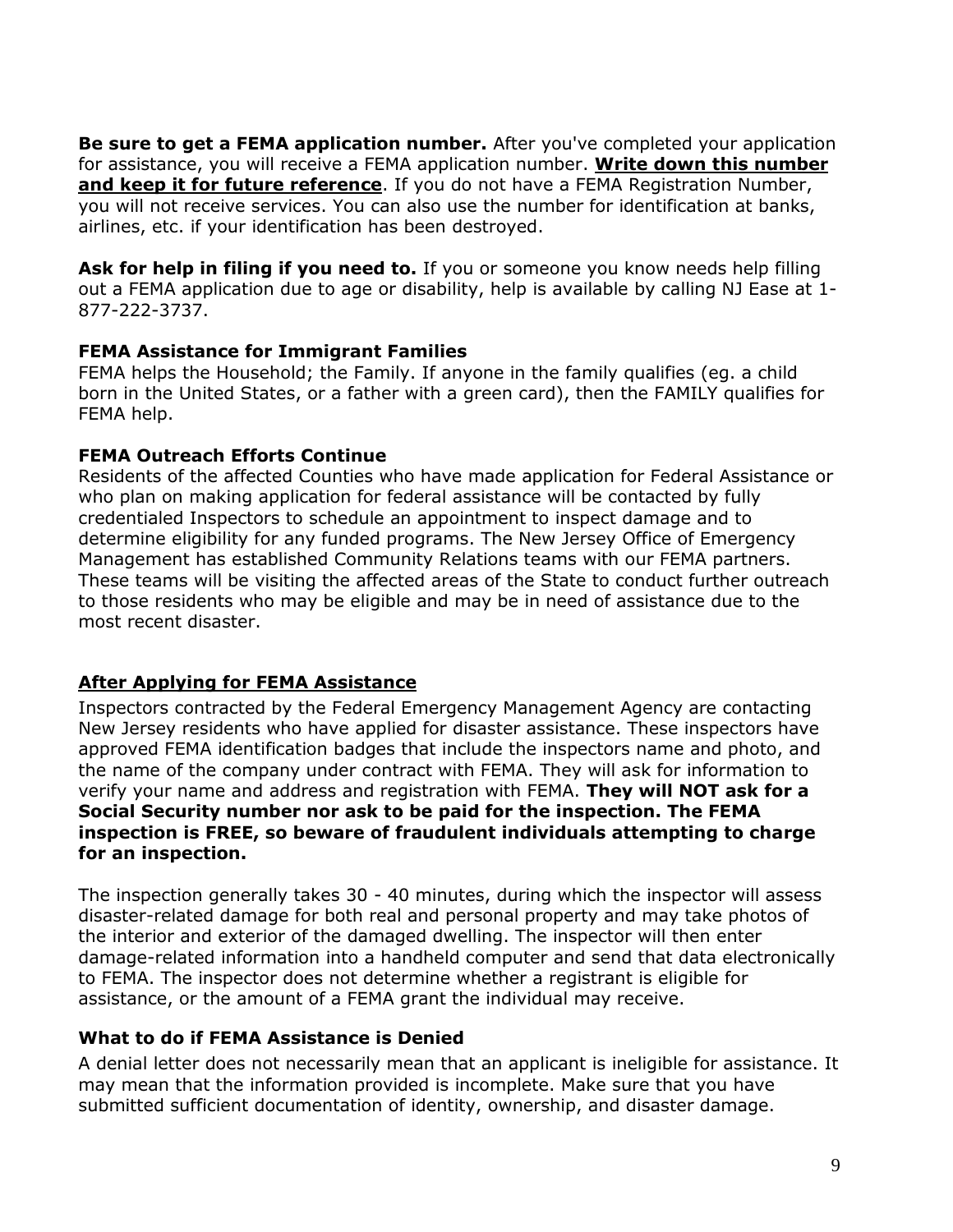**Be sure to get a FEMA application number.** After you've completed your application for assistance, you will receive a FEMA application number. **<u>Write down this number and keep it for future reference</u>**. If you do not have a FEMA Registration Number, you will not receive services. You can also use the number for identification at banks, airlines, etc. if your identification has been destroyed.

**Ask for help in filing if you need to.** If you or someone you know needs help filling out a FEMA application due to age or disability, help is available by calling NJ Ease at 1-877-222-3737.

**FEMA Assistance for Immigrant Families**

FEMA helps the Household; the Family. If anyone in the family qualifies (eg. a child born in the United States, or a father with a green card), then the FAMILY qualifies for FEMA help.

**FEMA Outreach Efforts Continue**

Residents of the affected Counties who have made application for Federal Assistance or who plan on making application for federal assistance will be contacted by fully credentialed Inspectors to schedule an appointment to inspect damage and to determine eligibility for any funded programs. The New Jersey Office of Emergency Management has established Community Relations teams with our FEMA partners. These teams will be visiting the affected areas of the State to conduct further outreach to those residents who may be eligible and may be in need of assistance due to the most recent disaster.

## <u>After Applying for FEMA Assistance</u>

Inspectors contracted by the Federal Emergency Management Agency are contacting New Jersey residents who have applied for disaster assistance. These inspectors have approved FEMA identification badges that include the inspectors name and photo, and the name of the company under contract with FEMA. They will ask for information to verify your name and address and registration with FEMA. **They will NOT ask for a Social Security number nor ask to be paid for the inspection. The FEMA inspection is FREE, so beware of fraudulent individuals attempting to charge for an inspection.**

The inspection generally takes 30 - 40 minutes, during which the inspector will assess disaster-related damage for both real and personal property and may take photos of the interior and exterior of the damaged dwelling. The inspector will then enter damage-related information into a handheld computer and send that data electronically to FEMA. The inspector does not determine whether a registrant is eligible for assistance, or the amount of a FEMA grant the individual may receive.

**What to do if FEMA Assistance is Denied**

A denial letter does not necessarily mean that an applicant is ineligible for assistance. It may mean that the information provided is incomplete. Make sure that you have submitted sufficient documentation of identity, ownership, and disaster damage.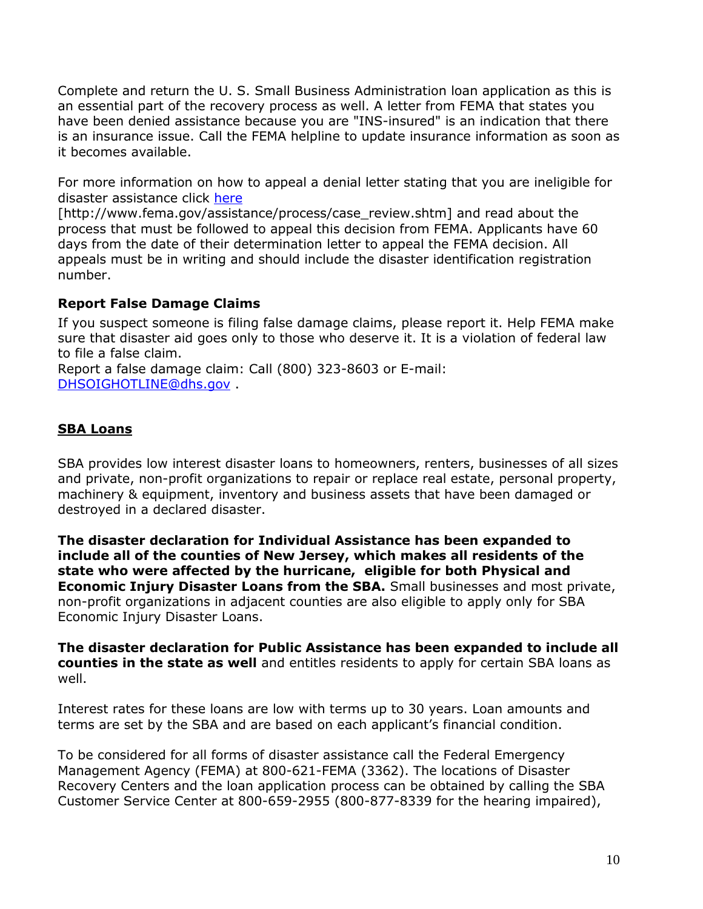Complete and return the U. S. Small Business Administration loan application as this is an essential part of the recovery process as well. A letter from FEMA that states you have been denied assistance because you are "INS-insured" is an indication that there is an insurance issue. Call the FEMA helpline to update insurance information as soon as it becomes available.

For more information on how to appeal a denial letter stating that you are ineligible for disaster assistance click [here](http://www.fema.gov/assistance/process/case_review.shtm) [http://www.fema.gov/assistance/process/case_review.shtm] and read about the process that must be followed to appeal this decision from FEMA. Applicants have 60 days from the date of their determination letter to appeal the FEMA decision. All appeals must be in writing and should include the disaster identification registration number.

**Report False Damage Claims**

If you suspect someone is filing false damage claims, please report it. Help FEMA make sure that disaster aid goes only to those who deserve it. It is a violation of federal law to file a false claim.
Report a false damage claim: Call (800) 323-8603 or E-mail: [DHSOIGHOTLINE@dhs.gov](mailto:DHSOIGHOTLINE@dhs.gov) .

## SBA Loans

SBA provides low interest disaster loans to homeowners, renters, businesses of all sizes and private, non-profit organizations to repair or replace real estate, personal property, machinery & equipment, inventory and business assets that have been damaged or destroyed in a declared disaster.

**The disaster declaration for Individual Assistance has been expanded to include all of the counties of New Jersey, which makes all residents of the state who were affected by the hurricane, eligible for both Physical and Economic Injury Disaster Loans from the SBA.** Small businesses and most private, non-profit organizations in adjacent counties are also eligible to apply only for SBA Economic Injury Disaster Loans.

**The disaster declaration for Public Assistance has been expanded to include all counties in the state as well** and entitles residents to apply for certain SBA loans as well.

Interest rates for these loans are low with terms up to 30 years. Loan amounts and terms are set by the SBA and are based on each applicant's financial condition.

To be considered for all forms of disaster assistance call the Federal Emergency Management Agency (FEMA) at 800-621-FEMA (3362). The locations of Disaster Recovery Centers and the loan application process can be obtained by calling the SBA Customer Service Center at 800-659-2955 (800-877-8339 for the hearing impaired),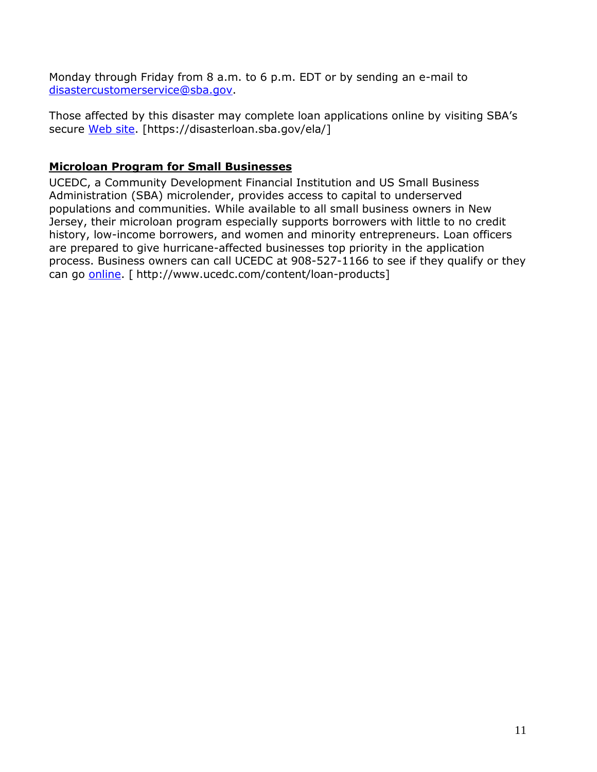Monday through Friday from 8 a.m. to 6 p.m. EDT or by sending an e-mail to [disastercustomerservice@sba.gov](mailto:disastercustomerservice@sba.gov).

Those affected by this disaster may complete loan applications online by visiting SBA's secure [Web site](https://disasterloan.sba.gov/ela/). [https://disasterloan.sba.gov/ela/]

## Microloan Program for Small Businesses

UCEDC, a Community Development Financial Institution and US Small Business Administration (SBA) microlender, provides access to capital to underserved populations and communities. While available to all small business owners in New Jersey, their microloan program especially supports borrowers with little to no credit history, low-income borrowers, and women and minority entrepreneurs. Loan officers are prepared to give hurricane-affected businesses top priority in the application process. Business owners can call UCEDC at 908-527-1166 to see if they qualify or they can go [online](http://www.ucedc.com/content/loan-products). [ http://www.ucedc.com/content/loan-products]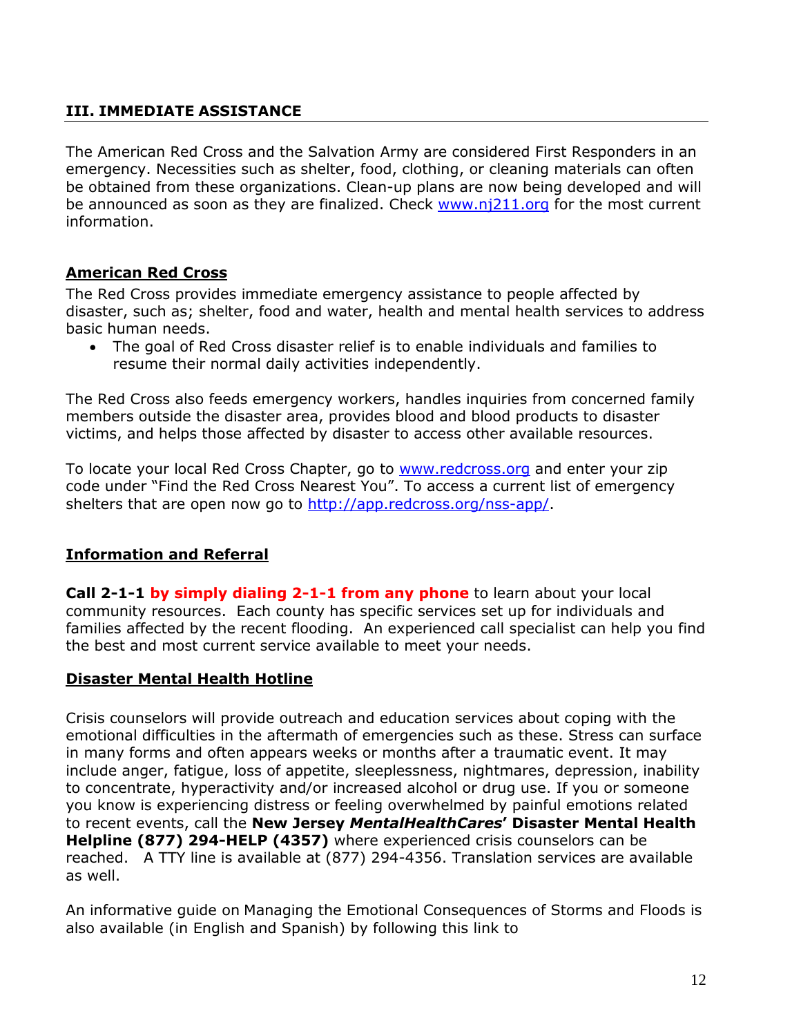## III. IMMEDIATE ASSISTANCE

The American Red Cross and the Salvation Army are considered First Responders in an emergency. Necessities such as shelter, food, clothing, or cleaning materials can often be obtained from these organizations. Clean-up plans are now being developed and will be announced as soon as they are finalized. Check [www.nj211.org](http://www.nj211.org) for the most current information.

### American Red Cross

The Red Cross provides immediate emergency assistance to people affected by disaster, such as; shelter, food and water, health and mental health services to address basic human needs.

- The goal of Red Cross disaster relief is to enable individuals and families to resume their normal daily activities independently.

The Red Cross also feeds emergency workers, handles inquiries from concerned family members outside the disaster area, provides blood and blood products to disaster victims, and helps those affected by disaster to access other available resources.

To locate your local Red Cross Chapter, go to [www.redcross.org](http://www.redcross.org) and enter your zip code under "Find the Red Cross Nearest You". To access a current list of emergency shelters that are open now go to [http://app.redcross.org/nss-app/](http://app.redcross.org/nss-app/).

### Information and Referral

**Call 2-1-1** **by simply dialing 2-1-1 from any phone** to learn about your local community resources. Each county has specific services set up for individuals and families affected by the recent flooding. An experienced call specialist can help you find the best and most current service available to meet your needs.

### Disaster Mental Health Hotline

Crisis counselors will provide outreach and education services about coping with the emotional difficulties in the aftermath of emergencies such as these. Stress can surface in many forms and often appears weeks or months after a traumatic event. It may include anger, fatigue, loss of appetite, sleeplessness, nightmares, depression, inability to concentrate, hyperactivity and/or increased alcohol or drug use. If you or someone you know is experiencing distress or feeling overwhelmed by painful emotions related to recent events, call the **New Jersey *MentalHealthCares*' Disaster Mental Health Helpline (877) 294-HELP (4357)** where experienced crisis counselors can be reached. A TTY line is available at (877) 294-4356. Translation services are available as well.

An informative guide on Managing the Emotional Consequences of Storms and Floods is also available (in English and Spanish) by following this link to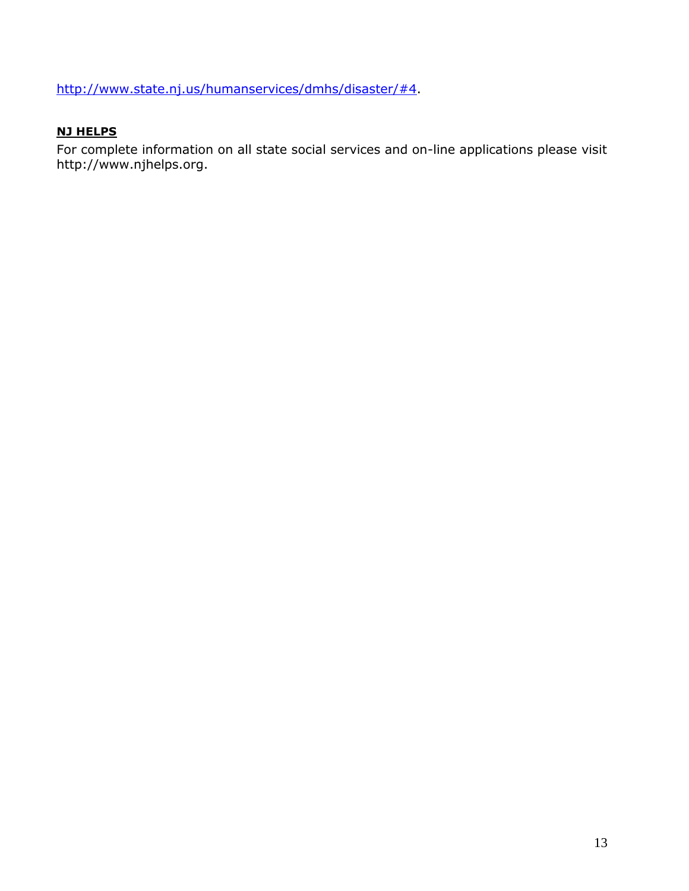http://www.state.nj.us/humanservices/dmhs/disaster/#4.

**NJ HELPS**

For complete information on all state social services and on-line applications please visit http://www.njhelps.org.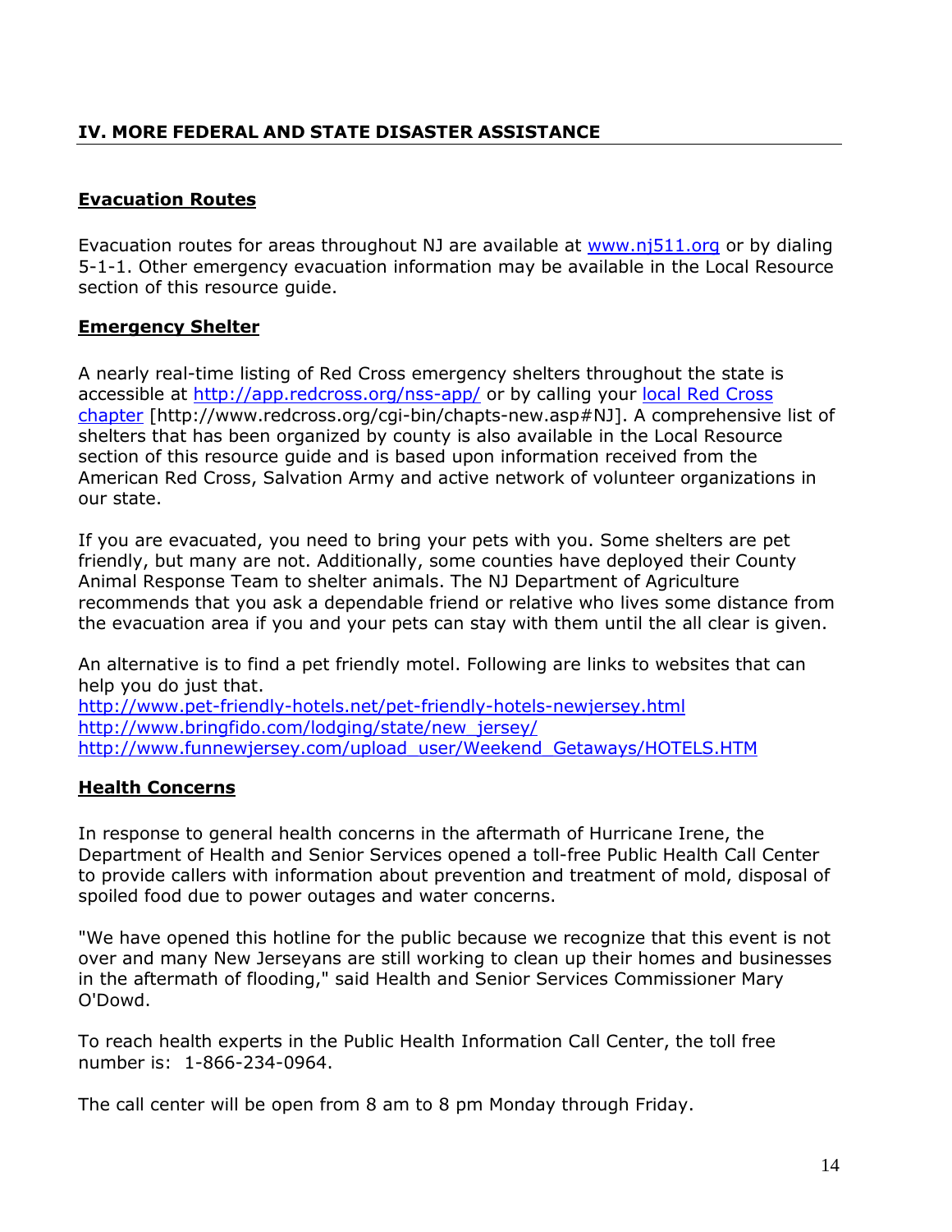## IV. MORE FEDERAL AND STATE DISASTER ASSISTANCE

### Evacuation Routes

Evacuation routes for areas throughout NJ are available at www.nj511.org or by dialing 5-1-1. Other emergency evacuation information may be available in the Local Resource section of this resource guide.

### Emergency Shelter

A nearly real-time listing of Red Cross emergency shelters throughout the state is accessible at http://app.redcross.org/nss-app/ or by calling your local Red Cross chapter [http://www.redcross.org/cgi-bin/chapts-new.asp#NJ]. A comprehensive list of shelters that has been organized by county is also available in the Local Resource section of this resource guide and is based upon information received from the American Red Cross, Salvation Army and active network of volunteer organizations in our state.

If you are evacuated, you need to bring your pets with you. Some shelters are pet friendly, but many are not. Additionally, some counties have deployed their County Animal Response Team to shelter animals. The NJ Department of Agriculture recommends that you ask a dependable friend or relative who lives some distance from the evacuation area if you and your pets can stay with them until the all clear is given.

An alternative is to find a pet friendly motel. Following are links to websites that can help you do just that.
http://www.pet-friendly-hotels.net/pet-friendly-hotels-newjersey.html
http://www.bringfido.com/lodging/state/new_jersey/
http://www.funnewjersey.com/upload_user/Weekend_Getaways/HOTELS.HTM

### Health Concerns

In response to general health concerns in the aftermath of Hurricane Irene, the Department of Health and Senior Services opened a toll-free Public Health Call Center to provide callers with information about prevention and treatment of mold, disposal of spoiled food due to power outages and water concerns.

"We have opened this hotline for the public because we recognize that this event is not over and many New Jerseyans are still working to clean up their homes and businesses in the aftermath of flooding," said Health and Senior Services Commissioner Mary O'Dowd.

To reach health experts in the Public Health Information Call Center, the toll free number is: 1-866-234-0964.

The call center will be open from 8 am to 8 pm Monday through Friday.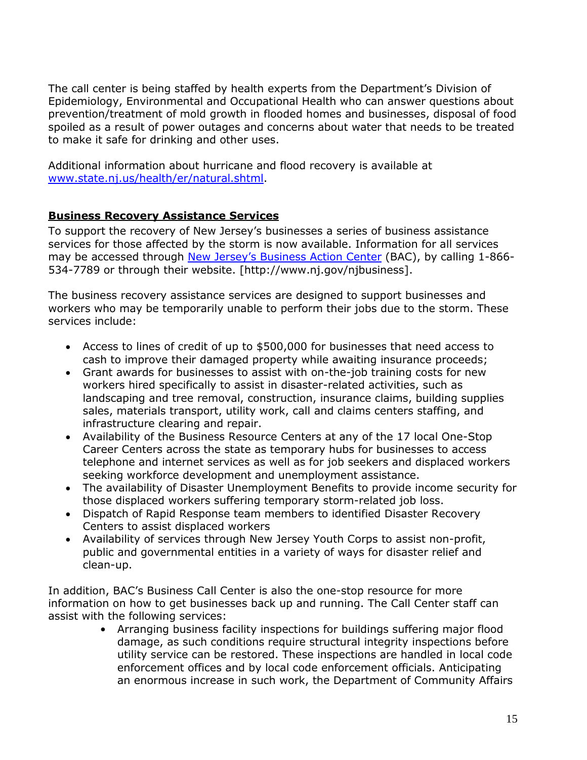The call center is being staffed by health experts from the Department's Division of Epidemiology, Environmental and Occupational Health who can answer questions about prevention/treatment of mold growth in flooded homes and businesses, disposal of food spoiled as a result of power outages and concerns about water that needs to be treated to make it safe for drinking and other uses.

Additional information about hurricane and flood recovery is available at [www.state.nj.us/health/er/natural.shtml](www.state.nj.us/health/er/natural.shtml).

## **Business Recovery Assistance Services**

To support the recovery of New Jersey's businesses a series of business assistance services for those affected by the storm is now available. Information for all services may be accessed through New Jersey's Business Action Center (BAC), by calling 1-866-534-7789 or through their website. [http://www.nj.gov/njbusiness].

The business recovery assistance services are designed to support businesses and workers who may be temporarily unable to perform their jobs due to the storm. These services include:

- Access to lines of credit of up to $500,000 for businesses that need access to cash to improve their damaged property while awaiting insurance proceeds;
- Grant awards for businesses to assist with on-the-job training costs for new workers hired specifically to assist in disaster-related activities, such as landscaping and tree removal, construction, insurance claims, building supplies sales, materials transport, utility work, call and claims centers staffing, and infrastructure clearing and repair.
- Availability of the Business Resource Centers at any of the 17 local One-Stop Career Centers across the state as temporary hubs for businesses to access telephone and internet services as well as for job seekers and displaced workers seeking workforce development and unemployment assistance.
- The availability of Disaster Unemployment Benefits to provide income security for those displaced workers suffering temporary storm-related job loss.
- Dispatch of Rapid Response team members to identified Disaster Recovery Centers to assist displaced workers
- Availability of services through New Jersey Youth Corps to assist non-profit, public and governmental entities in a variety of ways for disaster relief and clean-up.

In addition, BAC's Business Call Center is also the one-stop resource for more information on how to get businesses back up and running. The Call Center staff can assist with the following services:

- Arranging business facility inspections for buildings suffering major flood damage, as such conditions require structural integrity inspections before utility service can be restored. These inspections are handled in local code enforcement offices and by local code enforcement officials. Anticipating an enormous increase in such work, the Department of Community Affairs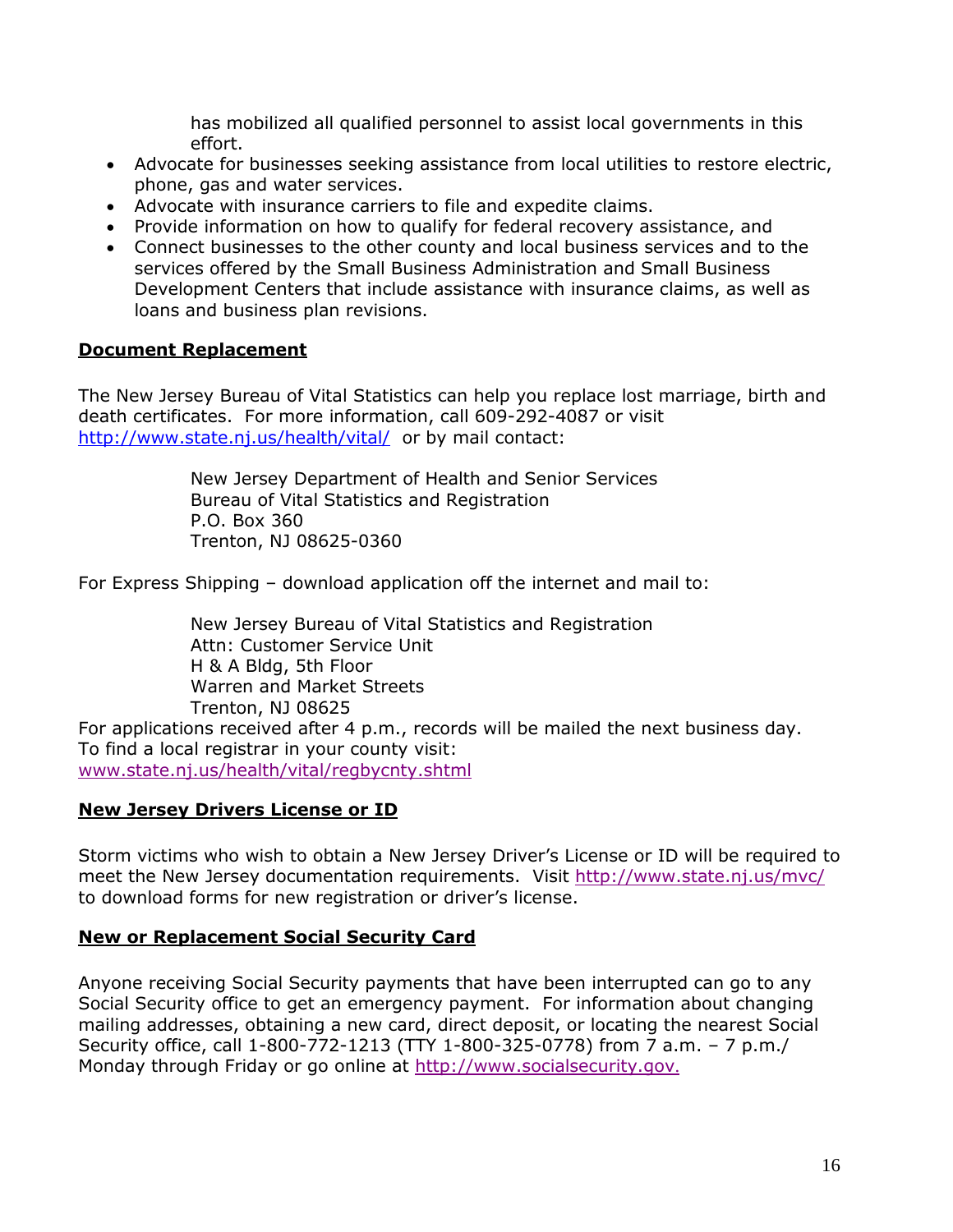has mobilized all qualified personnel to assist local governments in this effort.

- Advocate for businesses seeking assistance from local utilities to restore electric, phone, gas and water services.
- Advocate with insurance carriers to file and expedite claims.
- Provide information on how to qualify for federal recovery assistance, and
- Connect businesses to the other county and local business services and to the services offered by the Small Business Administration and Small Business Development Centers that include assistance with insurance claims, as well as loans and business plan revisions.

## **Document Replacement**

The New Jersey Bureau of Vital Statistics can help you replace lost marriage, birth and death certificates. For more information, call 609-292-4087 or visit http://www.state.nj.us/health/vital/ or by mail contact:

> New Jersey Department of Health and Senior Services
> Bureau of Vital Statistics and Registration
> P.O. Box 360
> Trenton, NJ 08625-0360

For Express Shipping – download application off the internet and mail to:

> New Jersey Bureau of Vital Statistics and Registration
> Attn: Customer Service Unit
> H & A Bldg, 5th Floor
> Warren and Market Streets
> Trenton, NJ 08625

For applications received after 4 p.m., records will be mailed the next business day.
To find a local registrar in your county visit:
www.state.nj.us/health/vital/regbycnty.shtml

## **New Jersey Drivers License or ID**

Storm victims who wish to obtain a New Jersey Driver's License or ID will be required to meet the New Jersey documentation requirements. Visit http://www.state.nj.us/mvc/ to download forms for new registration or driver's license.

## **New or Replacement Social Security Card**

Anyone receiving Social Security payments that have been interrupted can go to any Social Security office to get an emergency payment. For information about changing mailing addresses, obtaining a new card, direct deposit, or locating the nearest Social Security office, call 1-800-772-1213 (TTY 1-800-325-0778) from 7 a.m. – 7 p.m./ Monday through Friday or go online at http://www.socialsecurity.gov.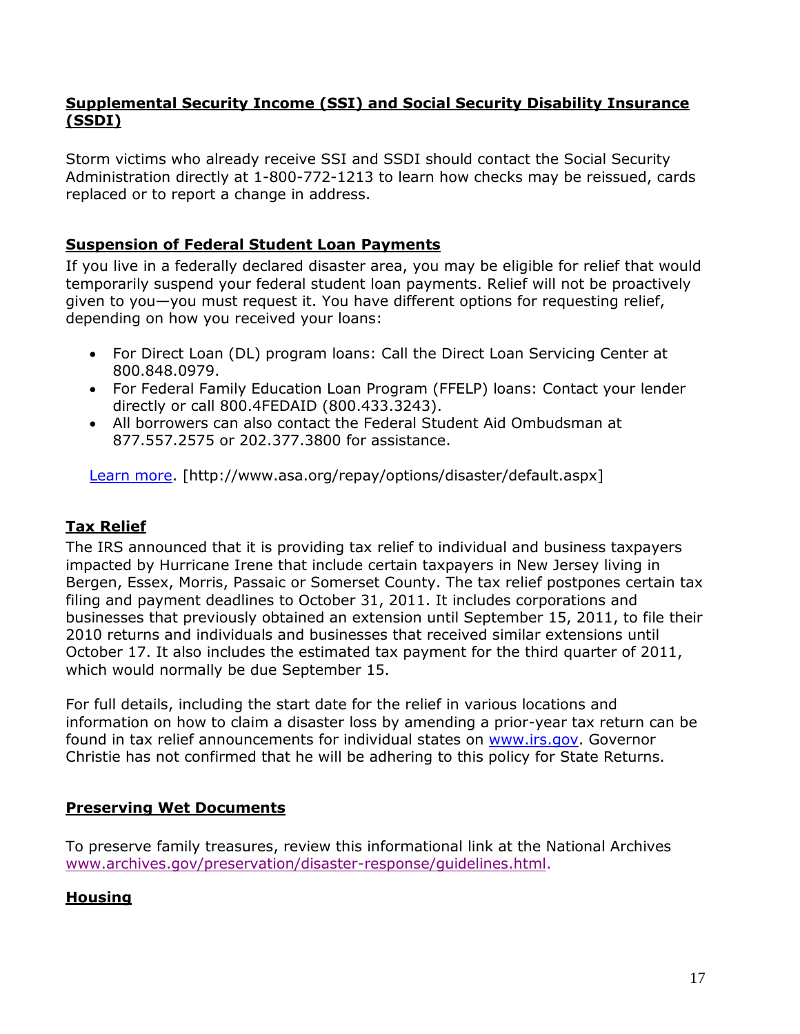**Supplemental Security Income (SSI) and Social Security Disability Insurance (SSDI)**

Storm victims who already receive SSI and SSDI should contact the Social Security Administration directly at 1-800-772-1213 to learn how checks may be reissued, cards replaced or to report a change in address.

**Suspension of Federal Student Loan Payments**

If you live in a federally declared disaster area, you may be eligible for relief that would temporarily suspend your federal student loan payments. Relief will not be proactively given to you—you must request it. You have different options for requesting relief, depending on how you received your loans:

- For Direct Loan (DL) program loans: Call the Direct Loan Servicing Center at 800.848.0979.
- For Federal Family Education Loan Program (FFELP) loans: Contact your lender directly or call 800.4FEDAID (800.433.3243).
- All borrowers can also contact the Federal Student Aid Ombudsman at 877.557.2575 or 202.377.3800 for assistance.

[Learn more](http://www.asa.org/repay/options/disaster/default.aspx). [http://www.asa.org/repay/options/disaster/default.aspx]

**Tax Relief**

The IRS announced that it is providing tax relief to individual and business taxpayers impacted by Hurricane Irene that include certain taxpayers in New Jersey living in Bergen, Essex, Morris, Passaic or Somerset County. The tax relief postpones certain tax filing and payment deadlines to October 31, 2011. It includes corporations and businesses that previously obtained an extension until September 15, 2011, to file their 2010 returns and individuals and businesses that received similar extensions until October 17. It also includes the estimated tax payment for the third quarter of 2011, which would normally be due September 15.

For full details, including the start date for the relief in various locations and information on how to claim a disaster loss by amending a prior-year tax return can be found in tax relief announcements for individual states on [www.irs.gov](http://www.irs.gov). Governor Christie has not confirmed that he will be adhering to this policy for State Returns.

**Preserving Wet Documents**

To preserve family treasures, review this informational link at the National Archives [www.archives.gov/preservation/disaster-response/guidelines.html](http://www.archives.gov/preservation/disaster-response/guidelines.html).

**Housing**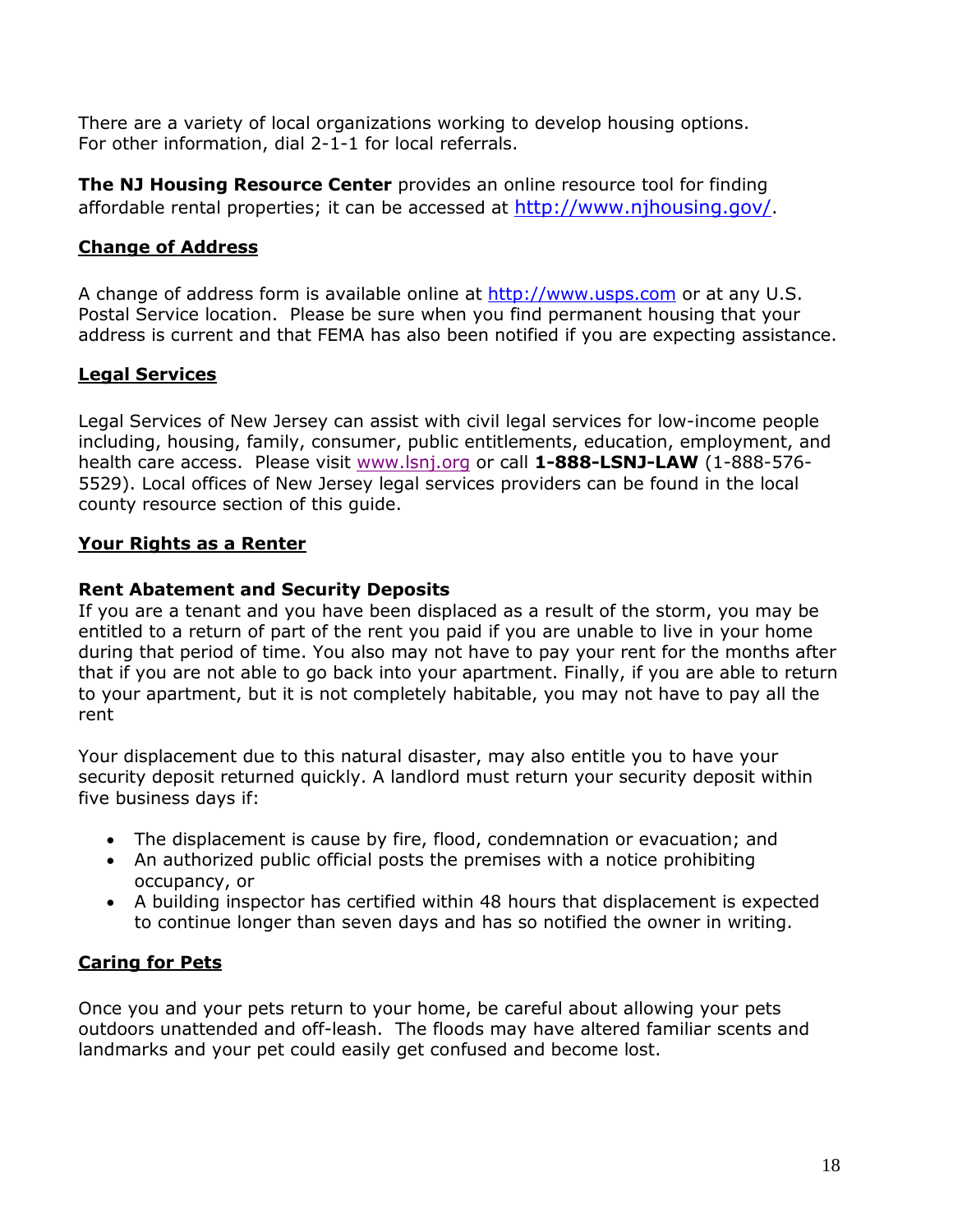There are a variety of local organizations working to develop housing options. For other information, dial 2-1-1 for local referrals.

**The NJ Housing Resource Center** provides an online resource tool for finding affordable rental properties; it can be accessed at http://www.njhousing.gov/.

## Change of Address

A change of address form is available online at http://www.usps.com or at any U.S. Postal Service location. Please be sure when you find permanent housing that your address is current and that FEMA has also been notified if you are expecting assistance.

## Legal Services

Legal Services of New Jersey can assist with civil legal services for low-income people including, housing, family, consumer, public entitlements, education, employment, and health care access. Please visit www.lsnj.org or call **1-888-LSNJ-LAW** (1-888-576-5529). Local offices of New Jersey legal services providers can be found in the local county resource section of this guide.

## Your Rights as a Renter

### Rent Abatement and Security Deposits

If you are a tenant and you have been displaced as a result of the storm, you may be entitled to a return of part of the rent you paid if you are unable to live in your home during that period of time. You also may not have to pay your rent for the months after that if you are not able to go back into your apartment. Finally, if you are able to return to your apartment, but it is not completely habitable, you may not have to pay all the rent

Your displacement due to this natural disaster, may also entitle you to have your security deposit returned quickly. A landlord must return your security deposit within five business days if:

- The displacement is cause by fire, flood, condemnation or evacuation; and
- An authorized public official posts the premises with a notice prohibiting occupancy, or
- A building inspector has certified within 48 hours that displacement is expected to continue longer than seven days and has so notified the owner in writing.

## Caring for Pets

Once you and your pets return to your home, be careful about allowing your pets outdoors unattended and off-leash. The floods may have altered familiar scents and landmarks and your pet could easily get confused and become lost.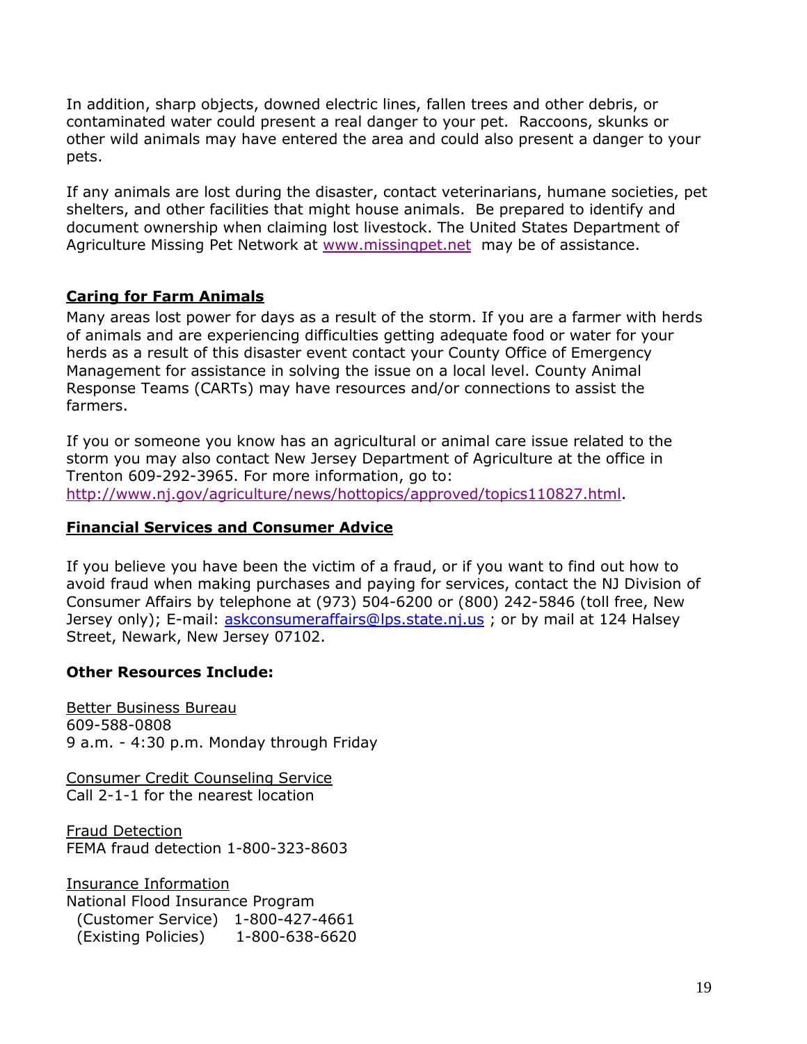In addition, sharp objects, downed electric lines, fallen trees and other debris, or contaminated water could present a real danger to your pet. Raccoons, skunks or other wild animals may have entered the area and could also present a danger to your pets.

If any animals are lost during the disaster, contact veterinarians, humane societies, pet shelters, and other facilities that might house animals. Be prepared to identify and document ownership when claiming lost livestock. The United States Department of Agriculture Missing Pet Network at [www.missingpet.net](http://www.missingpet.net) may be of assistance.

## Caring for Farm Animals

Many areas lost power for days as a result of the storm. If you are a farmer with herds of animals and are experiencing difficulties getting adequate food or water for your herds as a result of this disaster event contact your County Office of Emergency Management for assistance in solving the issue on a local level. County Animal Response Teams (CARTs) may have resources and/or connections to assist the farmers.

If you or someone you know has an agricultural or animal care issue related to the storm you may also contact New Jersey Department of Agriculture at the office in Trenton 609-292-3965. For more information, go to: [http://www.nj.gov/agriculture/news/hottopics/approved/topics110827.html](http://www.nj.gov/agriculture/news/hottopics/approved/topics110827.html).

## Financial Services and Consumer Advice

If you believe you have been the victim of a fraud, or if you want to find out how to avoid fraud when making purchases and paying for services, contact the NJ Division of Consumer Affairs by telephone at (973) 504-6200 or (800) 242-5846 (toll free, New Jersey only); E-mail: [askconsumeraffairs@lps.state.nj.us](mailto:askconsumeraffairs@lps.state.nj.us) ; or by mail at 124 Halsey Street, Newark, New Jersey 07102.

**Other Resources Include:**

Better Business Bureau
609-588-0808
9 a.m. - 4:30 p.m. Monday through Friday

Consumer Credit Counseling Service
Call 2-1-1 for the nearest location

Fraud Detection
FEMA fraud detection 1-800-323-8603

Insurance Information
National Flood Insurance Program
(Customer Service) 1-800-427-4661
(Existing Policies) 1-800-638-6620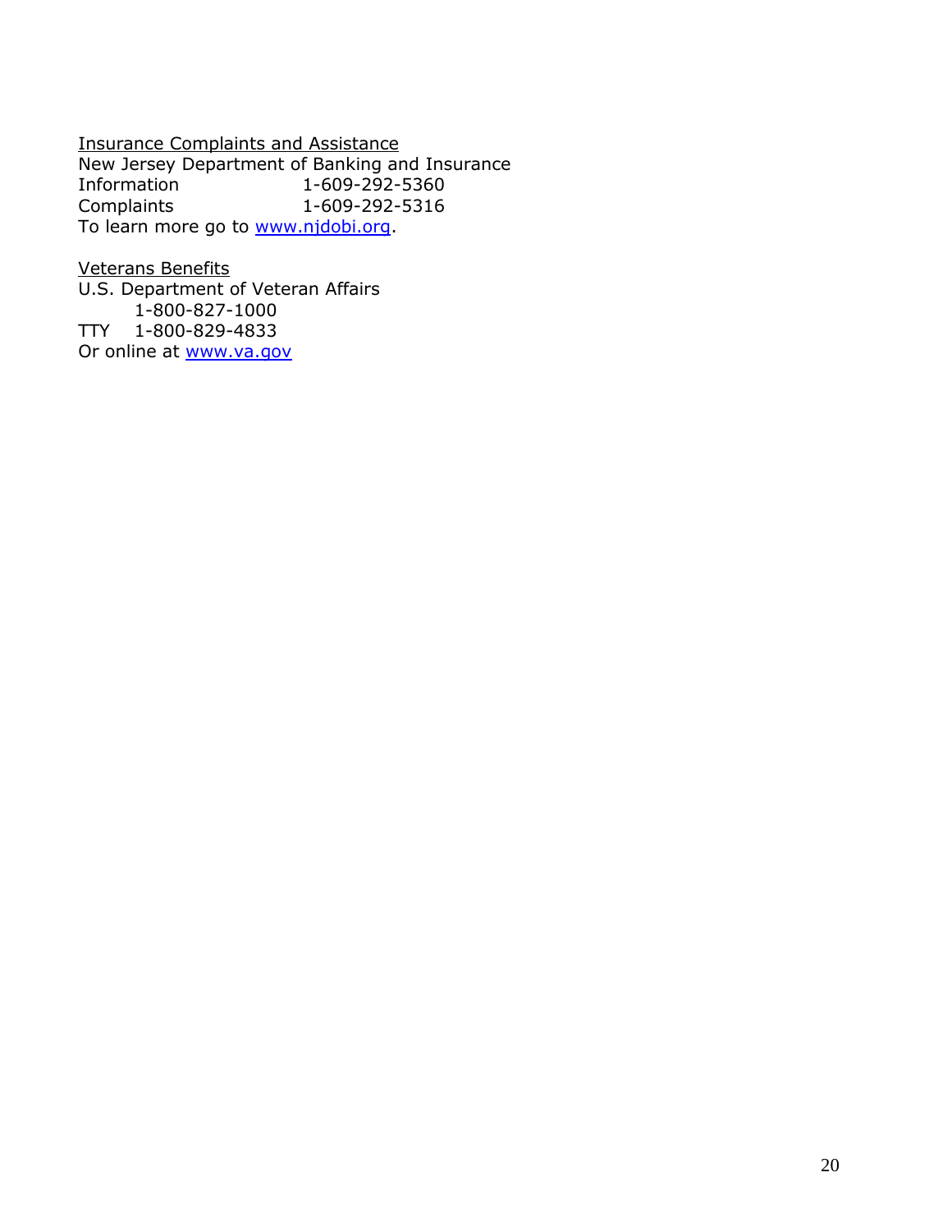Insurance Complaints and Assistance

New Jersey Department of Banking and Insurance

| | |
|---|---|
| Information | 1-609-292-5360 |
| Complaints | 1-609-292-5316 |

To learn more go to www.njdobi.org.

Veterans Benefits

U.S. Department of Veteran Affairs

1-800-827-1000

TTY 1-800-829-4833

Or online at www.va.gov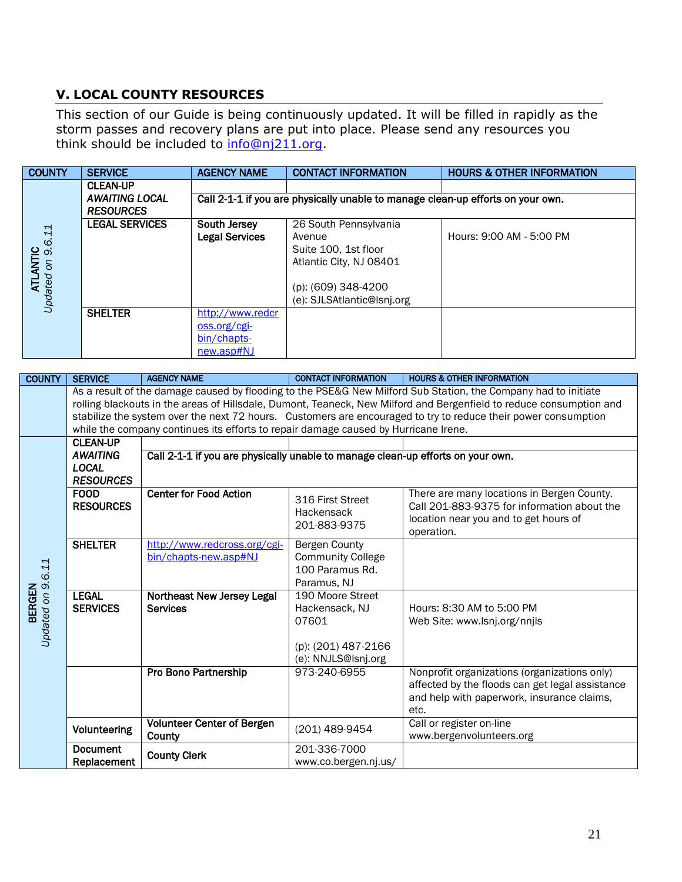## V. LOCAL COUNTY RESOURCES

This section of our Guide is being continuously updated. It will be filled in rapidly as the storm passes and recovery plans are put into place. Please send any resources you think should be included to info@nj211.org.

| COUNTY | SERVICE | AGENCY NAME | CONTACT INFORMATION | HOURS & OTHER INFORMATION |
|---|---|---|---|---|
| **ATLANTIC** *Updated on 9.6.11* | **CLEAN-UP** ***AWAITING LOCAL RESOURCES*** | **Call 2-1-1 if you are physically unable to manage clean-up efforts on your own.** | | |
| | **LEGAL SERVICES** | **South Jersey Legal Services** | 26 South Pennsylvania Avenue<br>Suite 100, 1st floor<br>Atlantic City, NJ 08401<br><br>(p): (609) 348-4200<br>(e): SJLSAtlantic@lsnj.org | Hours: 9:00 AM - 5:00 PM |
| | **SHELTER** | http://www.redcross.org/cgi-bin/chapts-new.asp#NJ | | |

| COUNTY | SERVICE | AGENCY NAME | CONTACT INFORMATION | HOURS & OTHER INFORMATION |
|---|---|---|---|---|
| | As a result of the damage caused by flooding to the PSE&G New Milford Sub Station, the Company had to initiate rolling blackouts in the areas of Hillsdale, Dumont, Teaneck, New Milford and Bergenfield to reduce consumption and stabilize the system over the next 72 hours. Customers are encouraged to try to reduce their power consumption while the company continues its efforts to repair damage caused by Hurricane Irene. | | | |
| **BERGEN** *Updated on 9.6.11* | **CLEAN-UP** ***AWAITING LOCAL RESOURCES*** | **Call 2-1-1 if you are physically unable to manage clean-up efforts on your own.** | | |
| | **FOOD RESOURCES** | **Center for Food Action** | 316 First Street<br>Hackensack<br>201-883-9375 | There are many locations in Bergen County. Call 201-883-9375 for information about the location near you and to get hours of operation. |
| | **SHELTER** | http://www.redcross.org/cgi-bin/chapts-new.asp#NJ | Bergen County Community College<br>100 Paramus Rd.<br>Paramus, NJ | |
| | **LEGAL SERVICES** | **Northeast New Jersey Legal Services** | 190 Moore Street<br>Hackensack, NJ 07601<br><br>(p): (201) 487-2166<br>(e): NNJLS@lsnj.org | Hours: 8:30 AM to 5:00 PM<br>Web Site: www.lsnj.org/nnjls |
| | | **Pro Bono Partnership** | 973-240-6955 | Nonprofit organizations (organizations only) affected by the floods can get legal assistance and help with paperwork, insurance claims, etc. |
| | **Volunteering** | **Volunteer Center of Bergen County** | (201) 489-9454 | Call or register on-line<br>www.bergenvolunteers.org |
| | **Document Replacement** | **County Clerk** | 201-336-7000<br>www.co.bergen.nj.us/ | |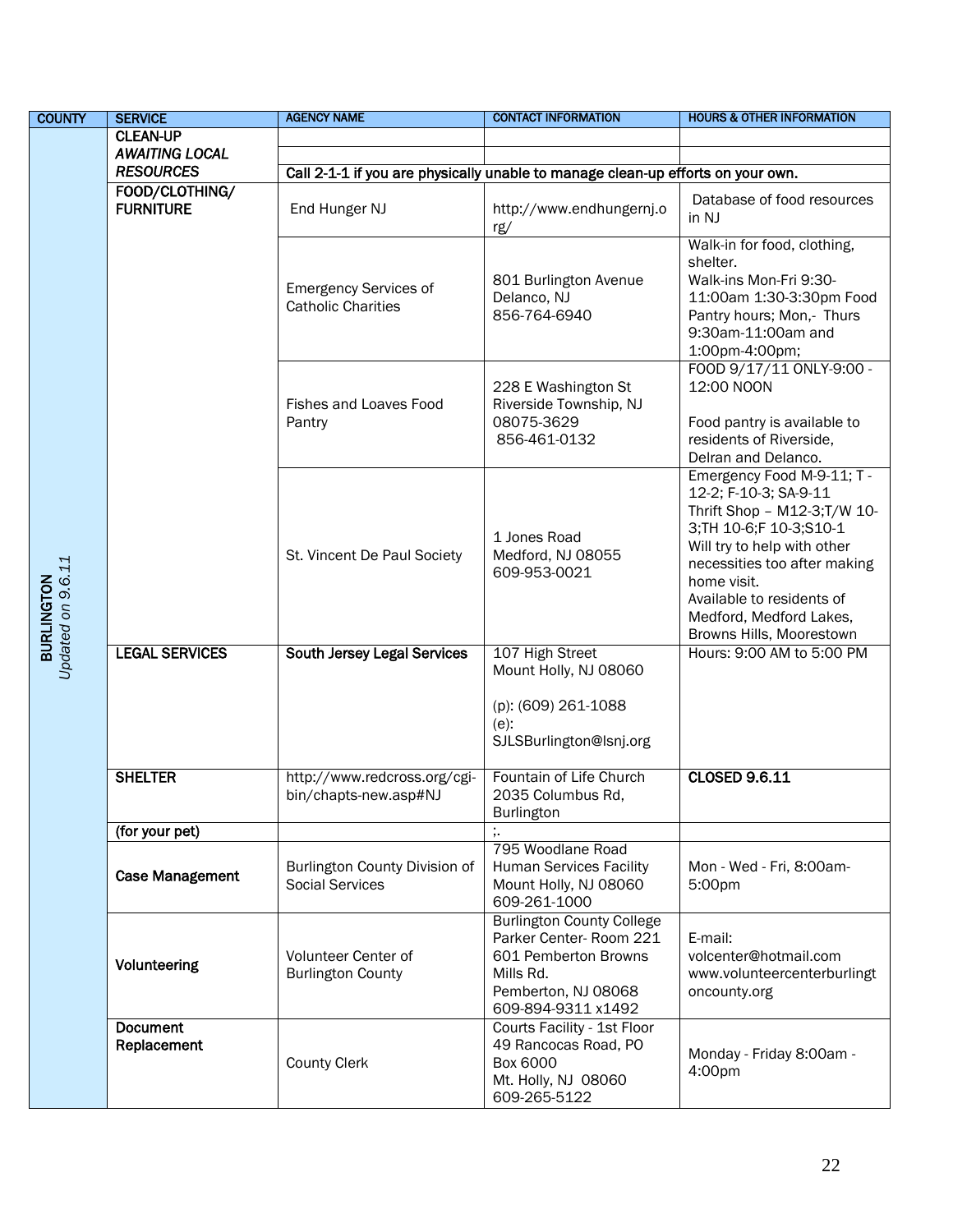| COUNTY | SERVICE | AGENCY NAME | CONTACT INFORMATION | HOURS & OTHER INFORMATION |
|---|---|---|---|---|
| **BURLINGTON** *Updated on 9.6.11* | **CLEAN-UP** | | | |
| | ***AWAITING LOCAL*** | | | |
| | ***RESOURCES*** | Call 2-1-1 if you are physically unable to manage clean-up efforts on your own. | | |
| | **FOOD/CLOTHING/ FURNITURE** | End Hunger NJ | http://www.endhungernj.org/ | Database of food resources in NJ |
| | | Emergency Services of Catholic Charities | 801 Burlington Avenue Delanco, NJ 856-764-6940 | Walk-in for food, clothing, shelter. Walk-ins Mon-Fri 9:30-11:00am 1:30-3:30pm Food Pantry hours; Mon,- Thurs 9:30am-11:00am and 1:00pm-4:00pm; |
| | | Fishes and Loaves Food Pantry | 228 E Washington St Riverside Township, NJ 08075-3629 856-461-0132 | FOOD 9/17/11 ONLY-9:00 - 12:00 NOON<br><br>Food pantry is available to residents of Riverside, Delran and Delanco. |
| | | St. Vincent De Paul Society | 1 Jones Road Medford, NJ 08055 609-953-0021 | Emergency Food M-9-11; T - 12-2; F-10-3; SA-9-11 Thrift Shop – M12-3;T/W 10-3;TH 10-6;F 10-3;S10-1 Will try to help with other necessities too after making home visit. Available to residents of Medford, Medford Lakes, Browns Hills, Moorestown |
| | **LEGAL SERVICES** | **South Jersey Legal Services** | 107 High Street Mount Holly, NJ 08060<br><br>(p): (609) 261-1088<br>(e): SJLSBurlington@lsnj.org | Hours: 9:00 AM to 5:00 PM |
| | **SHELTER** | http://www.redcross.org/cgi-bin/chapts-new.asp#NJ | Fountain of Life Church 2035 Columbus Rd, Burlington | **CLOSED 9.6.11** |
| | **(for your pet)** | | ;. | |
| | **Case Management** | Burlington County Division of Social Services | 795 Woodlane Road Human Services Facility Mount Holly, NJ 08060 609-261-1000 | Mon - Wed - Fri, 8:00am-5:00pm |
| | **Volunteering** | Volunteer Center of Burlington County | Burlington County College Parker Center- Room 221 601 Pemberton Browns Mills Rd. Pemberton, NJ 08068 609-894-9311 x1492 | E-mail: volcenter@hotmail.com www.volunteercenterburlingtoncounty.org |
| | **Document Replacement** | County Clerk | Courts Facility - 1st Floor 49 Rancocas Road, PO Box 6000 Mt. Holly, NJ 08060 609-265-5122 | Monday - Friday 8:00am - 4:00pm |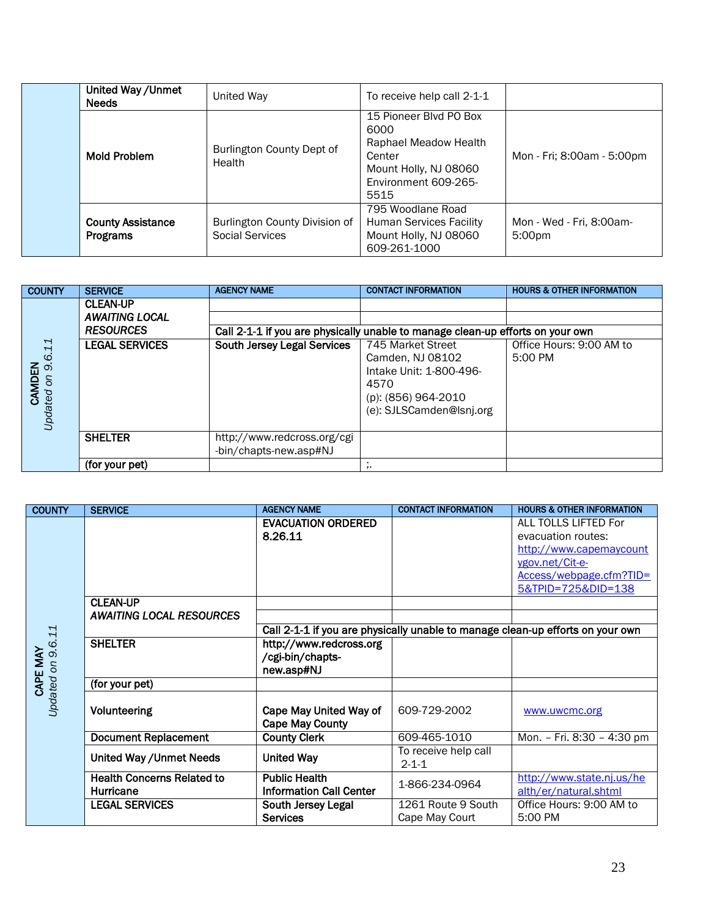| | | | | |
|---|---|---|---|---|
| | **United Way /Unmet Needs** | United Way | To receive help call 2-1-1 | |
| | **Mold Problem** | Burlington County Dept of Health | 15 Pioneer Blvd PO Box 6000<br>Raphael Meadow Health Center<br>Mount Holly, NJ 08060<br>Environment 609-265-5515 | Mon - Fri; 8:00am - 5:00pm |
| | **County Assistance Programs** | Burlington County Division of Social Services | 795 Woodlane Road<br>Human Services Facility<br>Mount Holly, NJ 08060<br>609-261-1000 | Mon - Wed - Fri, 8:00am-5:00pm |

| COUNTY | SERVICE | AGENCY NAME | CONTACT INFORMATION | HOURS & OTHER INFORMATION |
|---|---|---|---|---|
| **CAMDEN**<br>*Updated on 9.6.11* | **CLEAN-UP**<br>***AWAITING LOCAL RESOURCES*** | | | |
| | | | | |
| | | **Call 2-1-1 if you are physically unable to manage clean-up efforts on your own** | | |
| | **LEGAL SERVICES** | **South Jersey Legal Services** | 745 Market Street<br>Camden, NJ 08102<br>Intake Unit: 1-800-496-4570<br>(p): (856) 964-2010<br>(e): SJLSCamden@lsnj.org | Office Hours: 9:00 AM to 5:00 PM |
| | **SHELTER** | http://www.redcross.org/cgi-bin/chapts-new.asp#NJ | | |
| | **(for your pet)** | | ;. | |

| COUNTY | SERVICE | AGENCY NAME | CONTACT INFORMATION | HOURS & OTHER INFORMATION |
|---|---|---|---|---|
| **CAPE MAY**<br>*Updated on 9.6.11* | | **EVACUATION ORDERED 8.26.11** | | ALL TOLLS LIFTED For evacuation routes: http://www.capemaycountygov.net/Cit-e-Access/webpage.cfm?TID=5&TPID=725&DID=138 |
| | **CLEAN-UP**<br>***AWAITING LOCAL RESOURCES*** | | | |
| | | | | |
| | | **Call 2-1-1 if you are physically unable to manage clean-up efforts on your own** | | |
| | **SHELTER** | **http://www.redcross.org/cgi-bin/chapts-new.asp#NJ** | | |
| | **(for your pet)** | | | |
| | **Volunteering** | **Cape May United Way of Cape May County** | 609-729-2002 | www.uwcmc.org |
| | **Document Replacement** | **County Clerk** | 609-465-1010 | Mon. – Fri. 8:30 – 4:30 pm |
| | **United Way /Unmet Needs** | **United Way** | To receive help call 2-1-1 | |
| | **Health Concerns Related to Hurricane** | **Public Health Information Call Center** | 1-866-234-0964 | http://www.state.nj.us/health/er/natural.shtml |
| | **LEGAL SERVICES** | **South Jersey Legal Services** | 1261 Route 9 South<br>Cape May Court | Office Hours: 9:00 AM to 5:00 PM |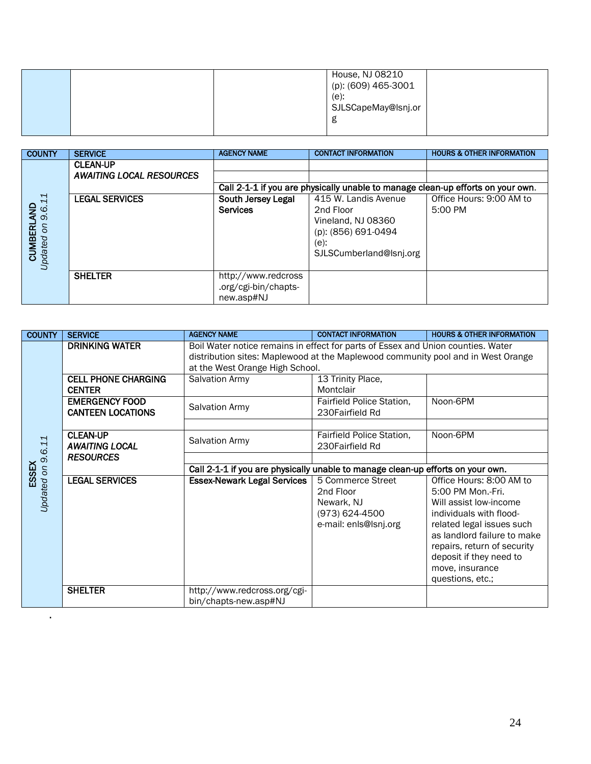| | | | House, NJ 08210<br>(p): (609) 465-3001<br>(e):<br>SJLSCapeMay@lsnj.org | |
|---|---|---|---|---|

| COUNTY | SERVICE | AGENCY NAME | CONTACT INFORMATION | HOURS & OTHER INFORMATION |
|---|---|---|---|---|
| **CUMBERLAND**<br>*Updated on 9.6.11* | **CLEAN-UP**<br>***AWAITING LOCAL RESOURCES*** | | | |
| | | | | |
| | | **Call 2-1-1 if you are physically unable to manage clean-up efforts on your own.** | | |
| | **LEGAL SERVICES** | **South Jersey Legal Services** | 415 W. Landis Avenue<br>2nd Floor<br>Vineland, NJ 08360<br>(p): (856) 691-0494<br>(e):<br>SJLSCumberland@lsnj.org | Office Hours: 9:00 AM to 5:00 PM |
| | **SHELTER** | http://www.redcross.org/cgi-bin/chapts-new.asp#NJ | | |

| COUNTY | SERVICE | AGENCY NAME | CONTACT INFORMATION | HOURS & OTHER INFORMATION |
|---|---|---|---|---|
| **ESSEX**<br>*Updated on 9.6.11* | **DRINKING WATER** | Boil Water notice remains in effect for parts of Essex and Union counties. Water distribution sites: Maplewood at the Maplewood community pool and in West Orange at the West Orange High School. | | |
| | **CELL PHONE CHARGING CENTER** | Salvation Army | 13 Trinity Place,<br>Montclair | |
| | **EMERGENCY FOOD CANTEEN LOCATIONS** | Salvation Army | Fairfield Police Station,<br>230Fairfield Rd | Noon-6PM |
| | | | | |
| | **CLEAN-UP**<br>***AWAITING LOCAL RESOURCES*** | Salvation Army | Fairfield Police Station,<br>230Fairfield Rd | Noon-6PM |
| | | | | |
| | | **Call 2-1-1 if you are physically unable to manage clean-up efforts on your own.** | | |
| | **LEGAL SERVICES** | **Essex-Newark Legal Services** | 5 Commerce Street<br>2nd Floor<br>Newark, NJ<br>(973) 624-4500<br>e-mail: enls@lsnj.org | Office Hours: 8:00 AM to 5:00 PM Mon.-Fri.<br>Will assist low-income individuals with flood-related legal issues such as landlord failure to make repairs, return of security deposit if they need to move, insurance questions, etc.; |
| | **SHELTER** | http://www.redcross.org/cgi-bin/chapts-new.asp#NJ | | |

.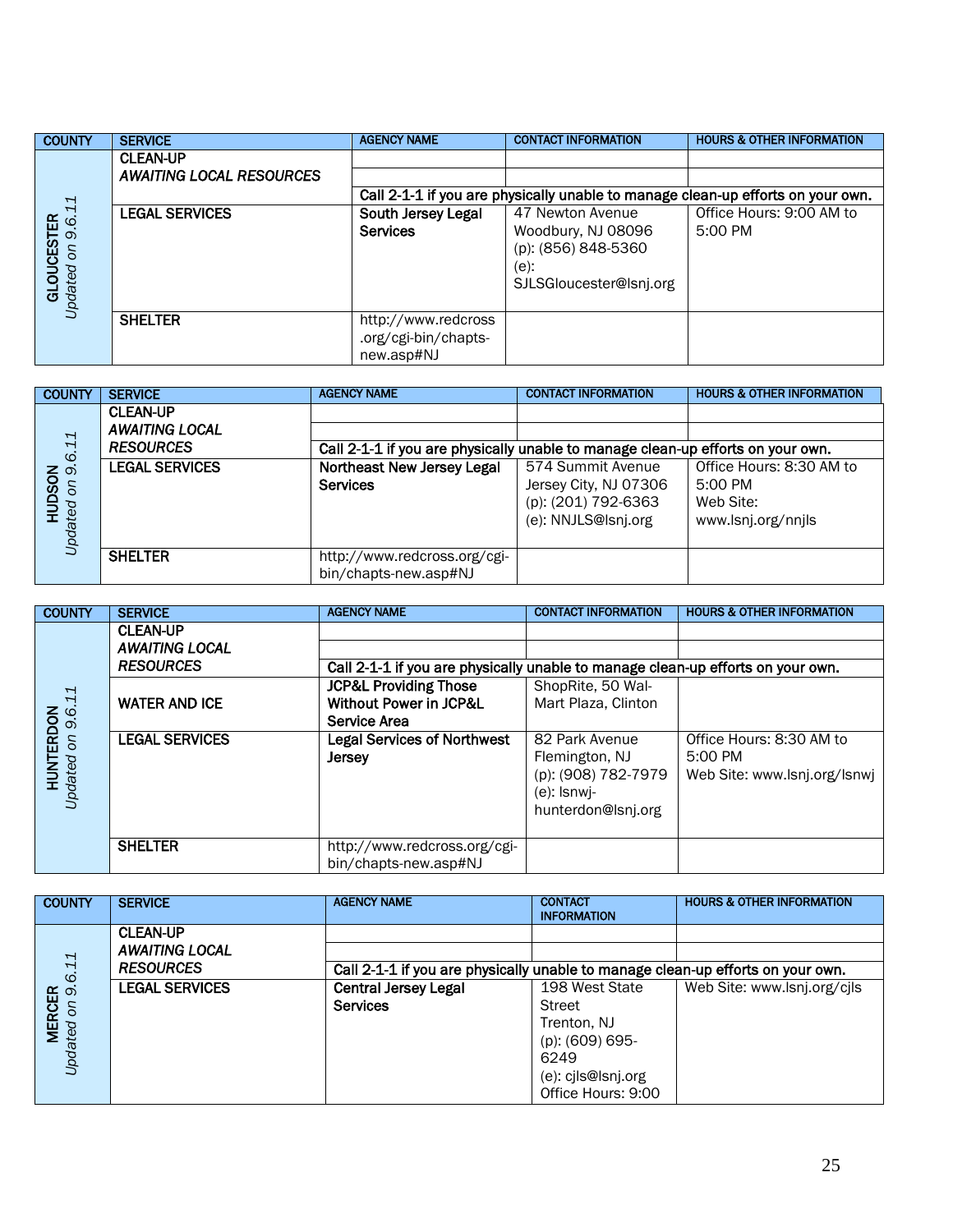| COUNTY | SERVICE | AGENCY NAME | CONTACT INFORMATION | HOURS & OTHER INFORMATION |
|---|---|---|---|---|
| **GLOUCESTER** *Updated on 9.6.11* | **CLEAN-UP** ***AWAITING LOCAL RESOURCES*** | | | |
| | | | | |
| | | **Call 2-1-1 if you are physically unable to manage clean-up efforts on your own.** | | |
| | **LEGAL SERVICES** | **South Jersey Legal Services** | 47 Newton Avenue Woodbury, NJ 08096 (p): (856) 848-5360 (e): SJLSGloucester@lsnj.org | Office Hours: 9:00 AM to 5:00 PM |
| | **SHELTER** | http://www.redcross.org/cgi-bin/chapts-new.asp#NJ | | |

| COUNTY | SERVICE | AGENCY NAME | CONTACT INFORMATION | HOURS & OTHER INFORMATION |
|---|---|---|---|---|
| **HUDSON** *Updated on 9.6.11* | **CLEAN-UP** ***AWAITING LOCAL RESOURCES*** | | | |
| | | | | |
| | | **Call 2-1-1 if you are physically unable to manage clean-up efforts on your own.** | | |
| | **LEGAL SERVICES** | **Northeast New Jersey Legal Services** | 574 Summit Avenue Jersey City, NJ 07306 (p): (201) 792-6363 (e): NNJLS@lsnj.org | Office Hours: 8:30 AM to 5:00 PM Web Site: www.lsnj.org/nnjls |
| | **SHELTER** | http://www.redcross.org/cgi-bin/chapts-new.asp#NJ | | |

| COUNTY | SERVICE | AGENCY NAME | CONTACT INFORMATION | HOURS & OTHER INFORMATION |
|---|---|---|---|---|
| **HUNTERDON** *Updated on 9.6.11* | **CLEAN-UP** ***AWAITING LOCAL RESOURCES*** | | | |
| | | | | |
| | | **Call 2-1-1 if you are physically unable to manage clean-up efforts on your own.** | | |
| | **WATER AND ICE** | **JCP&L Providing Those Without Power in JCP&L Service Area** | ShopRite, 50 Wal-Mart Plaza, Clinton | |
| | **LEGAL SERVICES** | **Legal Services of Northwest Jersey** | 82 Park Avenue Flemington, NJ (p): (908) 782-7979 (e): lsnwj-hunterdon@lsnj.org | Office Hours: 8:30 AM to 5:00 PM Web Site: www.lsnj.org/lsnwj |
| | **SHELTER** | http://www.redcross.org/cgi-bin/chapts-new.asp#NJ | | |

| COUNTY | SERVICE | AGENCY NAME | CONTACT INFORMATION | HOURS & OTHER INFORMATION |
|---|---|---|---|---|
| **MERCER** *Updated on 9.6.11* | **CLEAN-UP** ***AWAITING LOCAL RESOURCES*** | | | |
| | | | | |
| | | **Call 2-1-1 if you are physically unable to manage clean-up efforts on your own.** | | |
| | **LEGAL SERVICES** | **Central Jersey Legal Services** | 198 West State Street Trenton, NJ (p): (609) 695-6249 (e): cjls@lsnj.org Office Hours: 9:00 | Web Site: www.lsnj.org/cjls |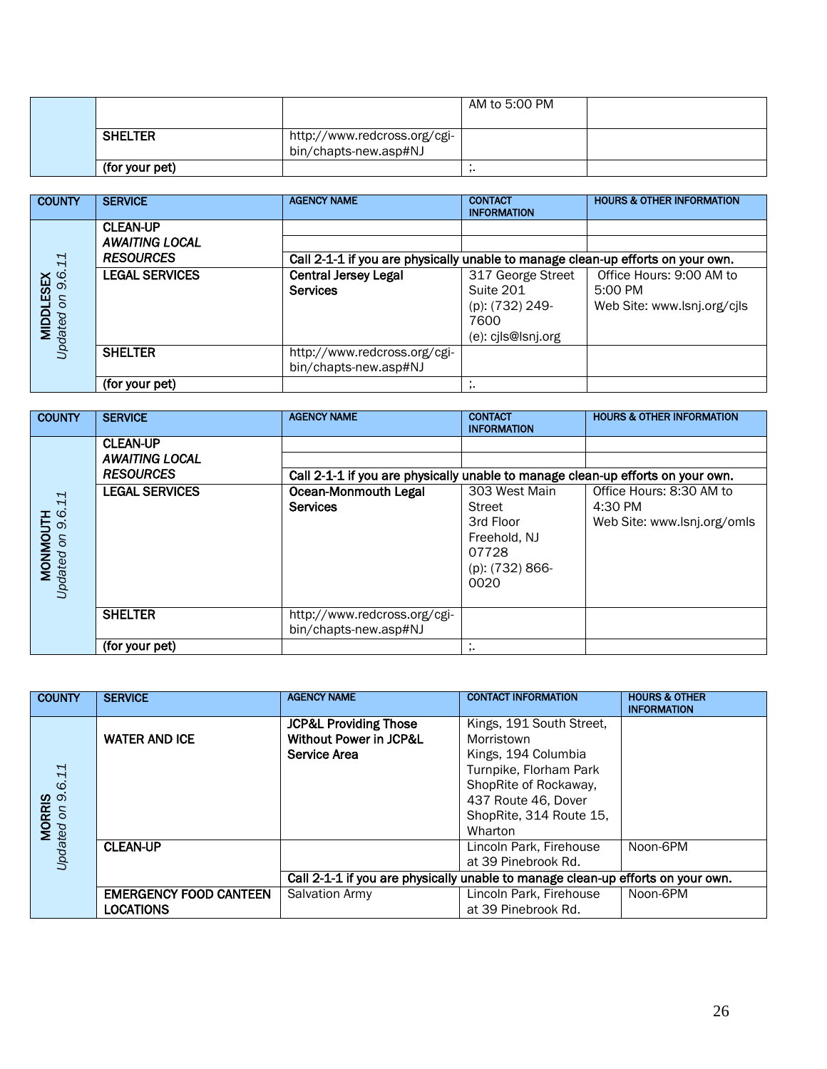| | | | | |
|---|---|---|---|---|
| | | | AM to 5:00 PM | |
| | **SHELTER** | http://www.redcross.org/cgi-bin/chapts-new.asp#NJ | | |
| | **(for your pet)** | | ;. | |

| COUNTY | SERVICE | AGENCY NAME | CONTACT INFORMATION | HOURS & OTHER INFORMATION |
|---|---|---|---|---|
| **MIDDLESEX** *Updated on 9.6.11* | **CLEAN-UP** ***AWAITING LOCAL RESOURCES*** | **Call 2-1-1 if you are physically unable to manage clean-up efforts on your own.** | | |
| | **LEGAL SERVICES** | **Central Jersey Legal Services** | 317 George Street Suite 201 (p): (732) 249-7600 (e): cjls@lsnj.org | Office Hours: 9:00 AM to 5:00 PM Web Site: www.lsnj.org/cjls |
| | **SHELTER** | http://www.redcross.org/cgi-bin/chapts-new.asp#NJ | | |
| | **(for your pet)** | | ;. | |

| COUNTY | SERVICE | AGENCY NAME | CONTACT INFORMATION | HOURS & OTHER INFORMATION |
|---|---|---|---|---|
| **MONMOUTH** *Updated on 9.6.11* | **CLEAN-UP** ***AWAITING LOCAL RESOURCES*** | **Call 2-1-1 if you are physically unable to manage clean-up efforts on your own.** | | |
| | **LEGAL SERVICES** | **Ocean-Monmouth Legal Services** | 303 West Main Street 3rd Floor Freehold, NJ 07728 (p): (732) 866-0020 | Office Hours: 8:30 AM to 4:30 PM Web Site: www.lsnj.org/omls |
| | **SHELTER** | http://www.redcross.org/cgi-bin/chapts-new.asp#NJ | | |
| | **(for your pet)** | | ;. | |

| COUNTY | SERVICE | AGENCY NAME | CONTACT INFORMATION | HOURS & OTHER INFORMATION |
|---|---|---|---|---|
| **MORRIS** *Updated on 9.6.11* | **WATER AND ICE** | **JCP&L Providing Those Without Power in JCP&L Service Area** | Kings, 191 South Street, Morristown Kings, 194 Columbia Turnpike, Florham Park ShopRite of Rockaway, 437 Route 46, Dover ShopRite, 314 Route 15, Wharton | |
| | **CLEAN-UP** | | Lincoln Park, Firehouse at 39 Pinebrook Rd. | Noon-6PM |
| | | **Call 2-1-1 if you are physically unable to manage clean-up efforts on your own.** | | |
| | **EMERGENCY FOOD CANTEEN LOCATIONS** | Salvation Army | Lincoln Park, Firehouse at 39 Pinebrook Rd. | Noon-6PM |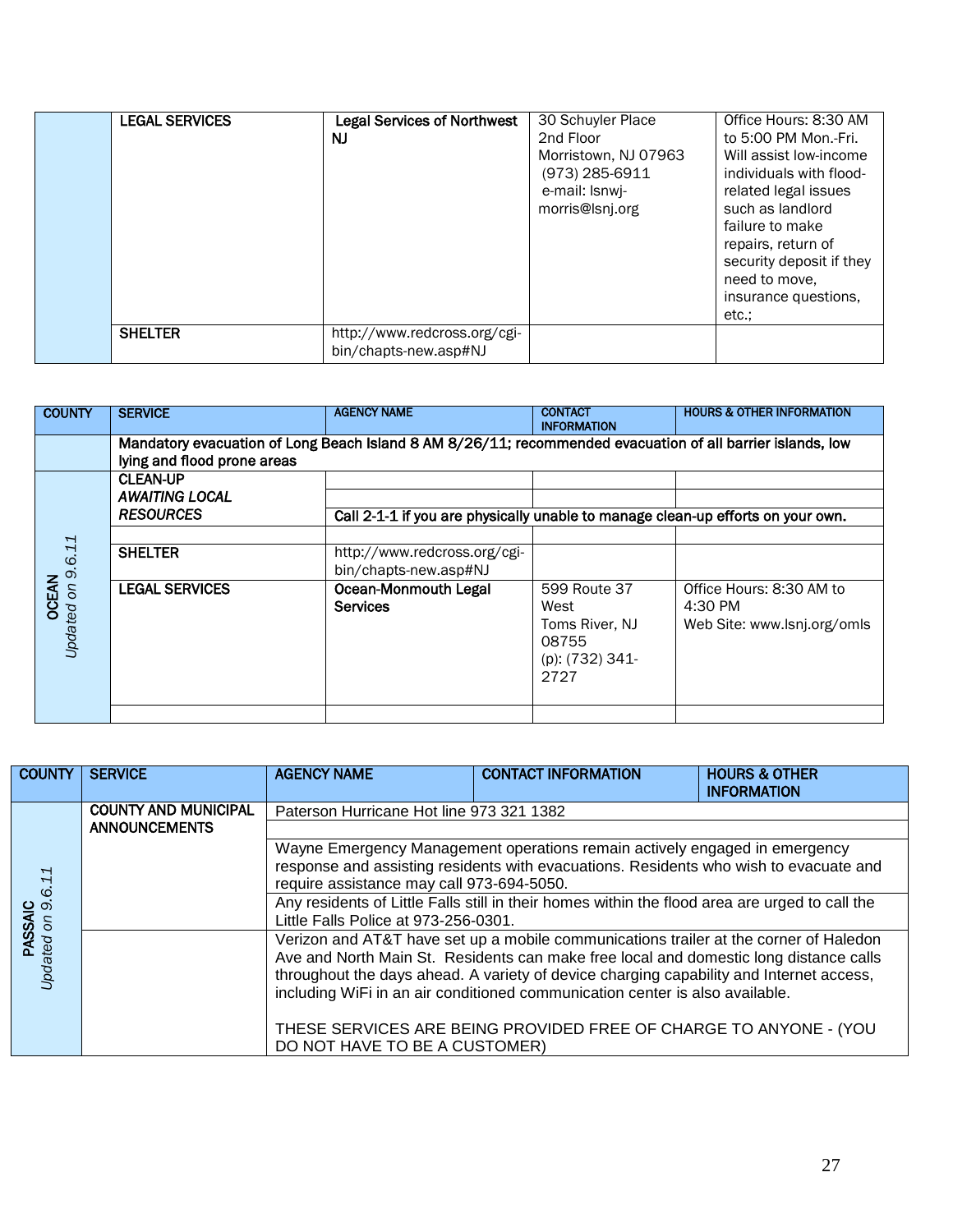|  | LEGAL SERVICES | **Legal Services of Northwest NJ** | 30 Schuyler Place 2nd Floor Morristown, NJ 07963 (973) 285-6911 e-mail: lsnwj-morris@lsnj.org | Office Hours: 8:30 AM to 5:00 PM Mon.-Fri. Will assist low-income individuals with flood-related legal issues such as landlord failure to make repairs, return of security deposit if they need to move, insurance questions, etc.; |
|---|---|---|---|---|
|  | SHELTER | http://www.redcross.org/cgi-bin/chapts-new.asp#NJ |  |  |

| COUNTY | SERVICE | AGENCY NAME | CONTACT INFORMATION | HOURS & OTHER INFORMATION |
|---|---|---|---|---|
|  | **Mandatory evacuation of Long Beach Island 8 AM 8/26/11; recommended evacuation of all barrier islands, low lying and flood prone areas** | | | |
| **OCEAN** *Updated on 9.6.11* | **CLEAN-UP** *AWAITING LOCAL RESOURCES* |  |  |  |
|  |  |  |  |  |
|  |  | **Call 2-1-1 if you are physically unable to manage clean-up efforts on your own.** | | |
|  |  |  |  |  |
|  | **SHELTER** | http://www.redcross.org/cgi-bin/chapts-new.asp#NJ |  |  |
|  | **LEGAL SERVICES** | **Ocean-Monmouth Legal Services** | 599 Route 37 West Toms River, NJ 08755 (p): (732) 341-2727 | Office Hours: 8:30 AM to 4:30 PM Web Site: www.lsnj.org/omls |
|  |  |  |  |  |

| COUNTY | SERVICE | AGENCY NAME | CONTACT INFORMATION | HOURS & OTHER INFORMATION |
|---|---|---|---|---|
| **PASSAIC** *Updated on 9.6.11* | **COUNTY AND MUNICIPAL ANNOUNCEMENTS** | Paterson Hurricane Hot line 973 321 1382 | | |
|  |  |  | | |
|  |  | Wayne Emergency Management operations remain actively engaged in emergency response and assisting residents with evacuations. Residents who wish to evacuate and require assistance may call 973-694-5050. | | |
|  |  | Any residents of Little Falls still in their homes within the flood area are urged to call the Little Falls Police at 973-256-0301. | | |
|  |  | Verizon and AT&T have set up a mobile communications trailer at the corner of Haledon Ave and North Main St. Residents can make free local and domestic long distance calls throughout the days ahead. A variety of device charging capability and Internet access, including WiFi in an air conditioned communication center is also available. THESE SERVICES ARE BEING PROVIDED FREE OF CHARGE TO ANYONE - (YOU DO NOT HAVE TO BE A CUSTOMER) | | |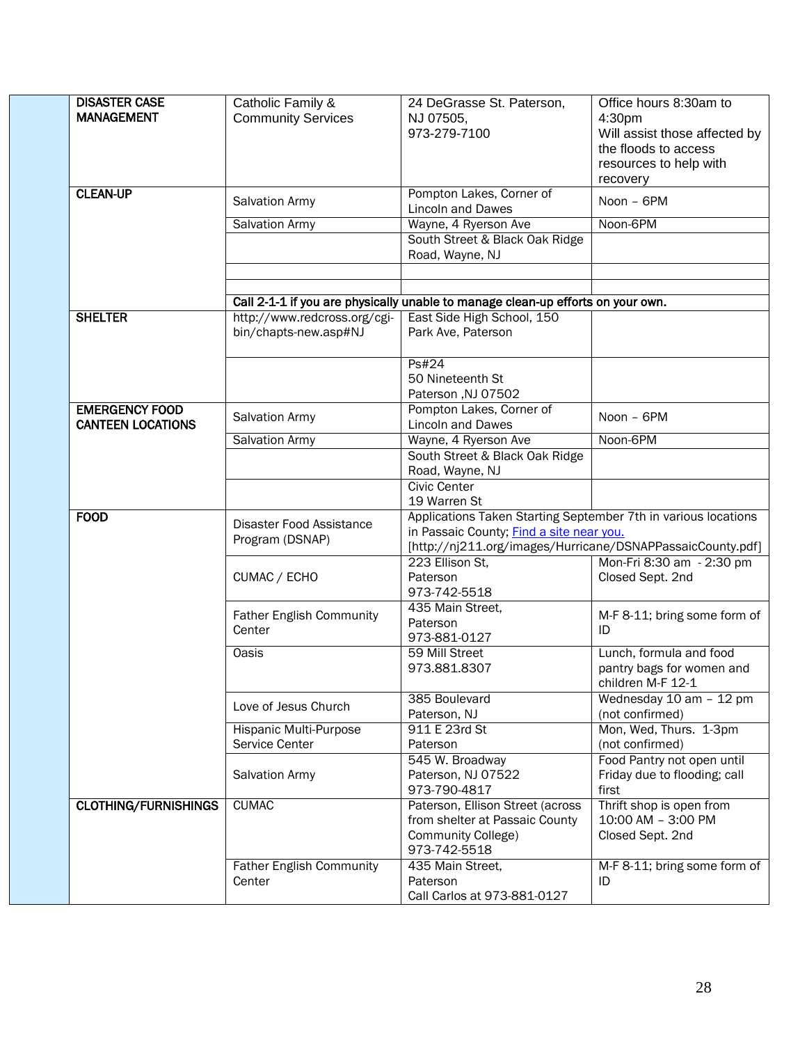| | | | |
|---|---|---|---|
| **DISASTER CASE MANAGEMENT** | Catholic Family & Community Services | 24 DeGrasse St. Paterson, NJ 07505, 973-279-7100 | Office hours 8:30am to 4:30pm Will assist those affected by the floods to access resources to help with recovery |
| **CLEAN-UP** | Salvation Army | Pompton Lakes, Corner of Lincoln and Dawes | Noon – 6PM |
| | Salvation Army | Wayne, 4 Ryerson Ave | Noon-6PM |
| | | South Street & Black Oak Ridge Road, Wayne, NJ | |
| | | | |
| | | | |
| | **Call 2-1-1 if you are physically unable to manage clean-up efforts on your own.** | | |
| **SHELTER** | http://www.redcross.org/cgi-bin/chapts-new.asp#NJ | East Side High School, 150 Park Ave, Paterson | |
| | | Ps#24 50 Nineteenth St Paterson ,NJ 07502 | |
| **EMERGENCY FOOD CANTEEN LOCATIONS** | Salvation Army | Pompton Lakes, Corner of Lincoln and Dawes | Noon – 6PM |
| | Salvation Army | Wayne, 4 Ryerson Ave | Noon-6PM |
| | | South Street & Black Oak Ridge Road, Wayne, NJ | |
| | | Civic Center 19 Warren St | |
| **FOOD** | Disaster Food Assistance Program (DSNAP) | Applications Taken Starting September 7th in various locations in Passaic County; [Find a site near you.](http://nj211.org/images/Hurricane/DSNAPPassaicCounty.pdf) [http://nj211.org/images/Hurricane/DSNAPPassaicCounty.pdf] | |
| | CUMAC / ECHO | 223 Ellison St, Paterson 973-742-5518 | Mon-Fri 8:30 am - 2:30 pm Closed Sept. 2nd |
| | Father English Community Center | 435 Main Street, Paterson 973-881-0127 | M-F 8-11; bring some form of ID |
| | Oasis | 59 Mill Street 973.881.8307 | Lunch, formula and food pantry bags for women and children M-F 12-1 |
| | Love of Jesus Church | 385 Boulevard Paterson, NJ | Wednesday 10 am – 12 pm (not confirmed) |
| | Hispanic Multi-Purpose Service Center | 911 E 23rd St Paterson | Mon, Wed, Thurs. 1-3pm (not confirmed) |
| | Salvation Army | 545 W. Broadway Paterson, NJ 07522 973-790-4817 | Food Pantry not open until Friday due to flooding; call first |
| **CLOTHING/FURNISHINGS** | CUMAC | Paterson, Ellison Street (across from shelter at Passaic County Community College) 973-742-5518 | Thrift shop is open from 10:00 AM – 3:00 PM Closed Sept. 2nd |
| | Father English Community Center | 435 Main Street, Paterson Call Carlos at 973-881-0127 | M-F 8-11; bring some form of ID |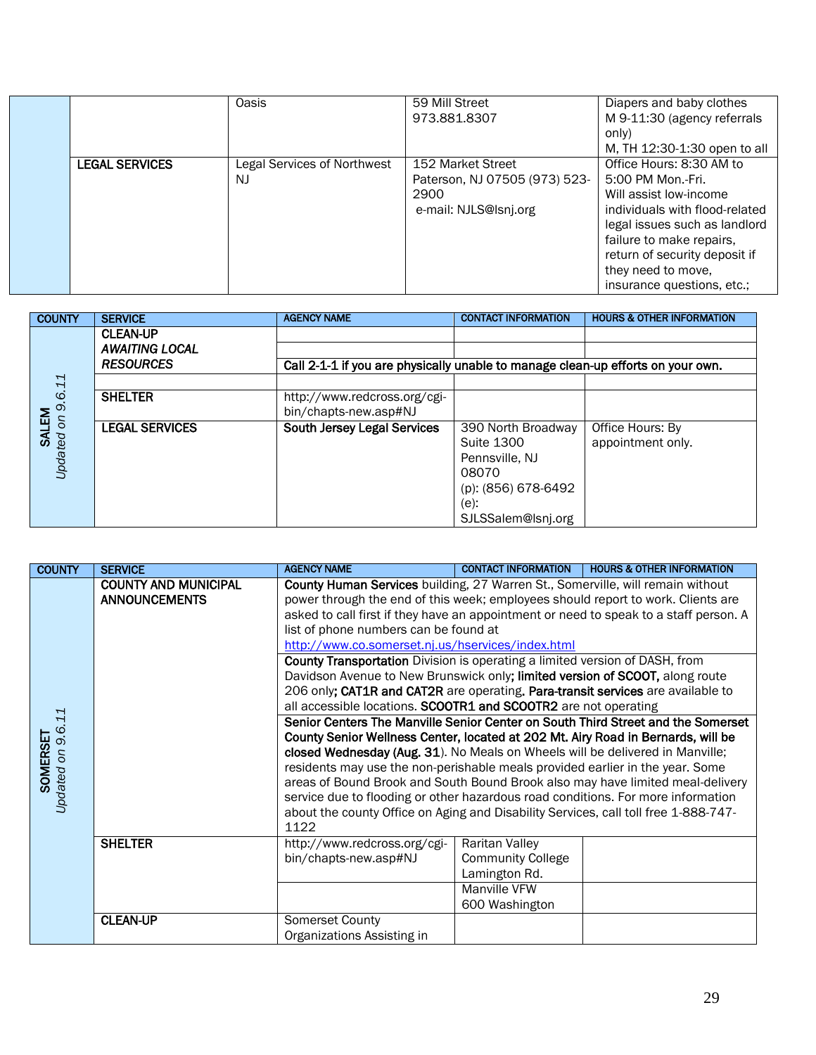| | | | | |
|---|---|---|---|---|
| | | Oasis | 59 Mill Street<br>973.881.8307 | Diapers and baby clothes<br>M 9-11:30 (agency referrals only)<br>M, TH 12:30-1:30 open to all |
| | LEGAL SERVICES | Legal Services of Northwest NJ | 152 Market Street<br>Paterson, NJ 07505 (973) 523-2900<br>e-mail: NJLS@lsnj.org | Office Hours: 8:30 AM to 5:00 PM Mon.-Fri.<br>Will assist low-income individuals with flood-related legal issues such as landlord failure to make repairs, return of security deposit if they need to move, insurance questions, etc.; |

| COUNTY | SERVICE | AGENCY NAME | CONTACT INFORMATION | HOURS & OTHER INFORMATION |
|---|---|---|---|---|
| **SALEM**<br>*Updated on 9.6.11* | **CLEAN-UP**<br>***AWAITING LOCAL RESOURCES*** | | | |
| | | **Call 2-1-1 if you are physically unable to manage clean-up efforts on your own.** | | |
| | | | | |
| | **SHELTER** | http://www.redcross.org/cgi-bin/chapts-new.asp#NJ | | |
| | **LEGAL SERVICES** | **South Jersey Legal Services** | 390 North Broadway<br>Suite 1300<br>Pennsville, NJ 08070<br>(p): (856) 678-6492<br>(e): SJLSSalem@lsnj.org | Office Hours: By appointment only. |

| COUNTY | SERVICE | AGENCY NAME | CONTACT INFORMATION | HOURS & OTHER INFORMATION |
|---|---|---|---|---|
| **SOMERSET**<br>*Updated on 9.6.11* | **COUNTY AND MUNICIPAL ANNOUNCEMENTS** | **County Human Services** building, 27 Warren St., Somerville, will remain without power through the end of this week; employees should report to work. Clients are asked to call first if they have an appointment or need to speak to a staff person. A list of phone numbers can be found at http://www.co.somerset.nj.us/hservices/index.html | | |
| | | **County Transportation** Division is operating a limited version of DASH, from Davidson Avenue to New Brunswick only**; limited version of SCOOT,** along route 206 only**; CAT1R and CAT2R** are operating**. Para-transit services** are available to all accessible locations. **SCOOTR1 and SCOOTR2** are not operating | | |
| | | **Senior Centers The Manville Senior Center on South Third Street and the Somerset County Senior Wellness Center, located at 202 Mt. Airy Road in Bernards, will be closed Wednesday (Aug. 31**). No Meals on Wheels will be delivered in Manville; residents may use the non-perishable meals provided earlier in the year. Some areas of Bound Brook and South Bound Brook also may have limited meal-delivery service due to flooding or other hazardous road conditions. For more information about the county Office on Aging and Disability Services, call toll free 1-888-747-1122 | | |
| | **SHELTER** | http://www.redcross.org/cgi-bin/chapts-new.asp#NJ | Raritan Valley Community College<br>Lamington Rd. | |
| | | | Manville VFW<br>600 Washington | |
| | **CLEAN-UP** | Somerset County Organizations Assisting in | | |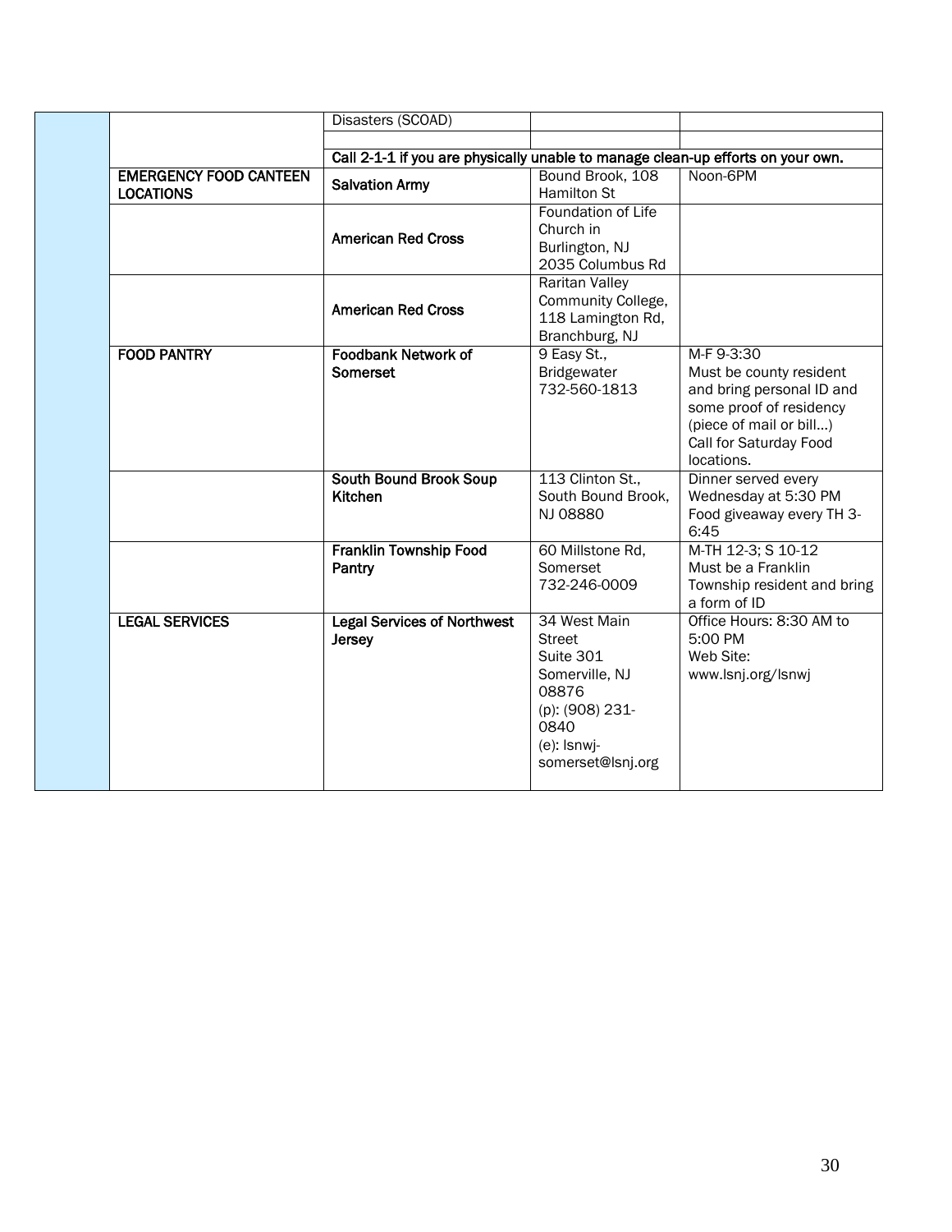| | | | | |
|---|---|---|---|---|
| | | Disasters (SCOAD) | | |
| | | | | |
| | | **Call 2-1-1 if you are physically unable to manage clean-up efforts on your own.** | | |
| | **EMERGENCY FOOD CANTEEN LOCATIONS** | **Salvation Army** | Bound Brook, 108 Hamilton St | Noon-6PM |
| | | **American Red Cross** | Foundation of Life Church in Burlington, NJ 2035 Columbus Rd | |
| | | **American Red Cross** | Raritan Valley Community College, 118 Lamington Rd, Branchburg, NJ | |
| | **FOOD PANTRY** | **Foodbank Network of Somerset** | 9 Easy St., Bridgewater 732-560-1813 | M-F 9-3:30 Must be county resident and bring personal ID and some proof of residency (piece of mail or bill…) Call for Saturday Food locations. |
| | | **South Bound Brook Soup Kitchen** | 113 Clinton St., South Bound Brook, NJ 08880 | Dinner served every Wednesday at 5:30 PM Food giveaway every TH 3-6:45 |
| | | **Franklin Township Food Pantry** | 60 Millstone Rd, Somerset 732-246-0009 | M-TH 12-3; S 10-12 Must be a Franklin Township resident and bring a form of ID |
| | **LEGAL SERVICES** | **Legal Services of Northwest Jersey** | 34 West Main Street Suite 301 Somerville, NJ 08876 (p): (908) 231-0840 (e): lsnwj-somerset@lsnj.org | Office Hours: 8:30 AM to 5:00 PM Web Site: www.lsnj.org/lsnwj |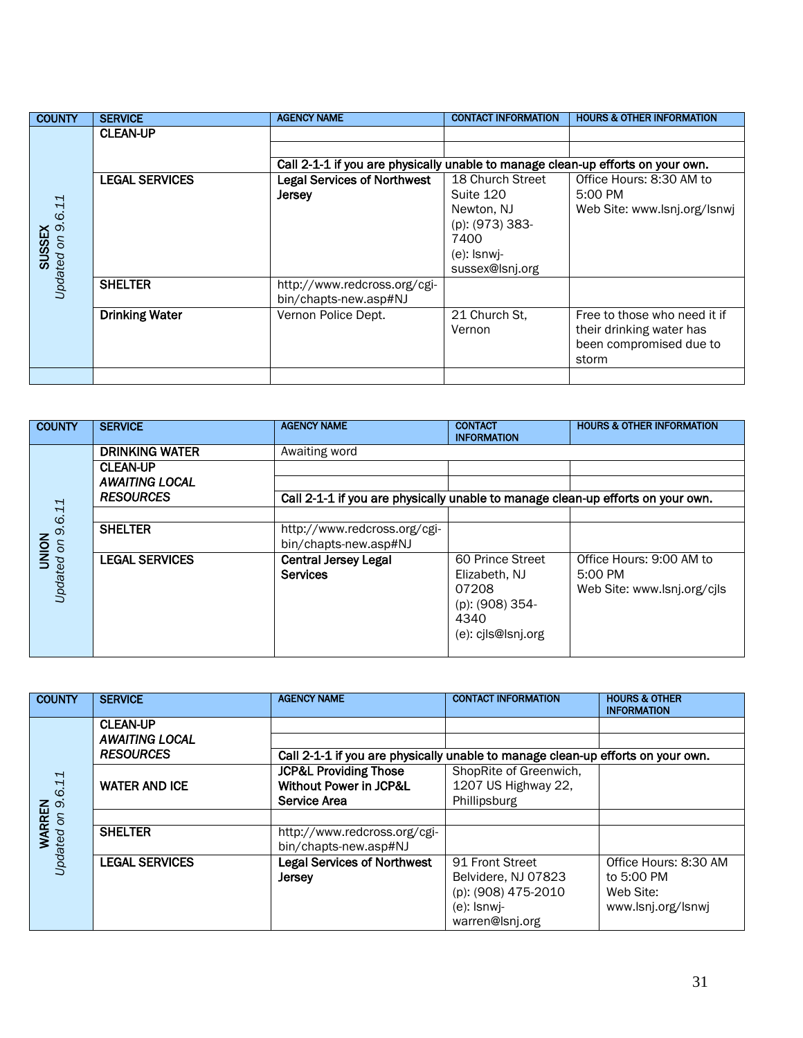| COUNTY | SERVICE | AGENCY NAME | CONTACT INFORMATION | HOURS & OTHER INFORMATION |
|---|---|---|---|---|
| **SUSSEX** *Updated on 9.6.11* | **CLEAN-UP** | | | |
| | | | | |
| | | **Call 2-1-1 if you are physically unable to manage clean-up efforts on your own.** | | |
| | **LEGAL SERVICES** | **Legal Services of Northwest Jersey** | 18 Church Street Suite 120 Newton, NJ (p): (973) 383-7400 (e): lsnwj-sussex@lsnj.org | Office Hours: 8:30 AM to 5:00 PM Web Site: www.lsnj.org/lsnwj |
| | **SHELTER** | http://www.redcross.org/cgi-bin/chapts-new.asp#NJ | | |
| | **Drinking Water** | Vernon Police Dept. | 21 Church St, Vernon | Free to those who need it if their drinking water has been compromised due to storm |
| | | | | |

| COUNTY | SERVICE | AGENCY NAME | CONTACT INFORMATION | HOURS & OTHER INFORMATION |
|---|---|---|---|---|
| **UNION** *Updated on 9.6.11* | **DRINKING WATER** | Awaiting word | | |
| | **CLEAN-UP** ***AWAITING LOCAL RESOURCES*** | | | |
| | | | | |
| | | **Call 2-1-1 if you are physically unable to manage clean-up efforts on your own.** | | |
| | | | | |
| | **SHELTER** | http://www.redcross.org/cgi-bin/chapts-new.asp#NJ | | |
| | **LEGAL SERVICES** | **Central Jersey Legal Services** | 60 Prince Street Elizabeth, NJ 07208 (p): (908) 354-4340 (e): cjls@lsnj.org | Office Hours: 9:00 AM to 5:00 PM Web Site: www.lsnj.org/cjls |

| COUNTY | SERVICE | AGENCY NAME | CONTACT INFORMATION | HOURS & OTHER INFORMATION |
|---|---|---|---|---|
| **WARREN** *Updated on 9.6.11* | **CLEAN-UP** ***AWAITING LOCAL RESOURCES*** | | | |
| | | | | |
| | | **Call 2-1-1 if you are physically unable to manage clean-up efforts on your own.** | | |
| | **WATER AND ICE** | **JCP&L Providing Those Without Power in JCP&L Service Area** | ShopRite of Greenwich, 1207 US Highway 22, Phillipsburg | |
| | | | | |
| | **SHELTER** | http://www.redcross.org/cgi-bin/chapts-new.asp#NJ | | |
| | **LEGAL SERVICES** | **Legal Services of Northwest Jersey** | 91 Front Street Belvidere, NJ 07823 (p): (908) 475-2010 (e): lsnwj-warren@lsnj.org | Office Hours: 8:30 AM to 5:00 PM Web Site: www.lsnj.org/lsnwj |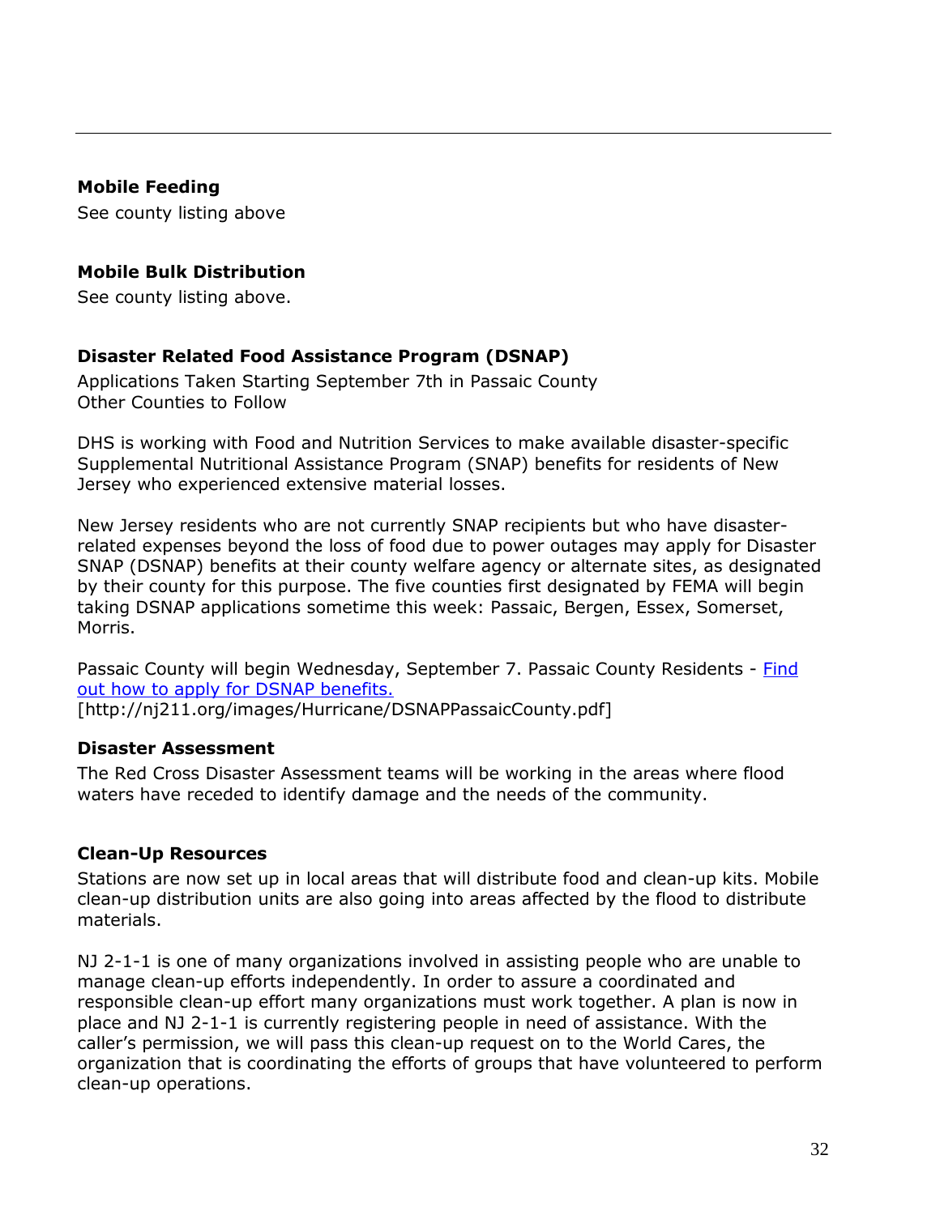---

**Mobile Feeding**

See county listing above

**Mobile Bulk Distribution**

See county listing above.

**Disaster Related Food Assistance Program (DSNAP)**

Applications Taken Starting September 7th in Passaic County
Other Counties to Follow

DHS is working with Food and Nutrition Services to make available disaster-specific Supplemental Nutritional Assistance Program (SNAP) benefits for residents of New Jersey who experienced extensive material losses.

New Jersey residents who are not currently SNAP recipients but who have disaster-related expenses beyond the loss of food due to power outages may apply for Disaster SNAP (DSNAP) benefits at their county welfare agency or alternate sites, as designated by their county for this purpose. The five counties first designated by FEMA will begin taking DSNAP applications sometime this week: Passaic, Bergen, Essex, Somerset, Morris.

Passaic County will begin Wednesday, September 7. Passaic County Residents - [Find out how to apply for DSNAP benefits.](http://nj211.org/images/Hurricane/DSNAPPassaicCounty.pdf)
[http://nj211.org/images/Hurricane/DSNAPPassaicCounty.pdf]

**Disaster Assessment**

The Red Cross Disaster Assessment teams will be working in the areas where flood waters have receded to identify damage and the needs of the community.

**Clean-Up Resources**

Stations are now set up in local areas that will distribute food and clean-up kits. Mobile clean-up distribution units are also going into areas affected by the flood to distribute materials.

NJ 2-1-1 is one of many organizations involved in assisting people who are unable to manage clean-up efforts independently. In order to assure a coordinated and responsible clean-up effort many organizations must work together. A plan is now in place and NJ 2-1-1 is currently registering people in need of assistance. With the caller's permission, we will pass this clean-up request on to the World Cares, the organization that is coordinating the efforts of groups that have volunteered to perform clean-up operations.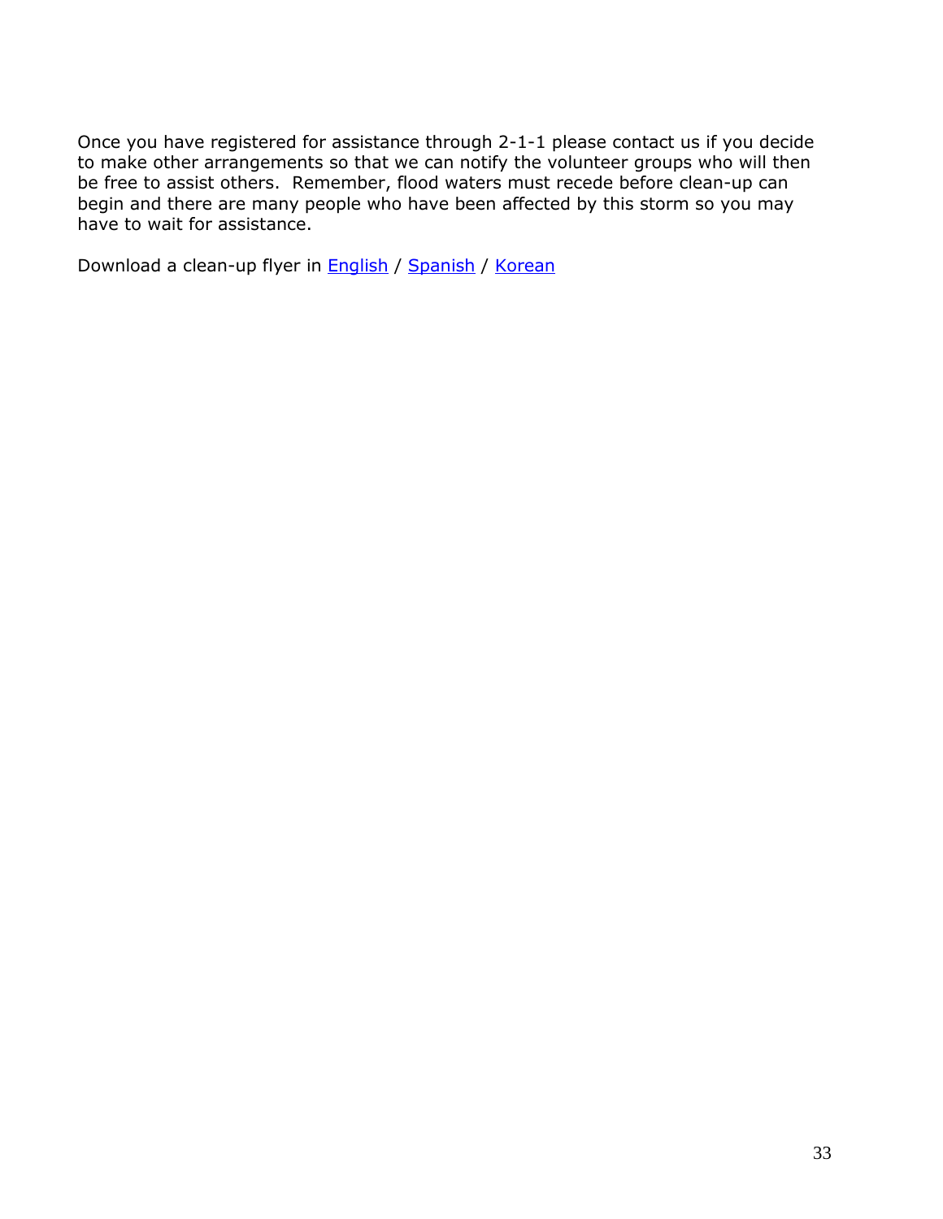Once you have registered for assistance through 2-1-1 please contact us if you decide to make other arrangements so that we can notify the volunteer groups who will then be free to assist others. Remember, flood waters must recede before clean-up can begin and there are many people who have been affected by this storm so you may have to wait for assistance.

Download a clean-up flyer in English / Spanish / Korean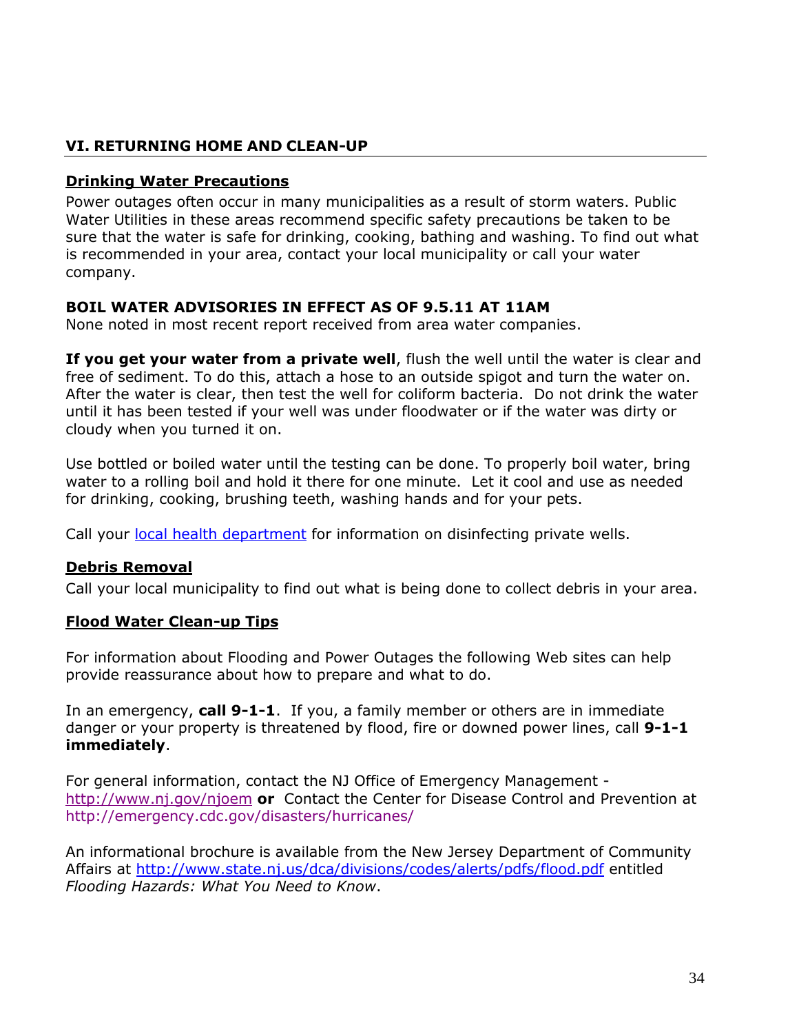## VI. RETURNING HOME AND CLEAN-UP

### Drinking Water Precautions

Power outages often occur in many municipalities as a result of storm waters. Public Water Utilities in these areas recommend specific safety precautions be taken to be sure that the water is safe for drinking, cooking, bathing and washing. To find out what is recommended in your area, contact your local municipality or call your water company.

**BOIL WATER ADVISORIES IN EFFECT AS OF 9.5.11 AT 11AM**
None noted in most recent report received from area water companies.

**If you get your water from a private well**, flush the well until the water is clear and free of sediment. To do this, attach a hose to an outside spigot and turn the water on. After the water is clear, then test the well for coliform bacteria. Do not drink the water until it has been tested if your well was under floodwater or if the water was dirty or cloudy when you turned it on.

Use bottled or boiled water until the testing can be done. To properly boil water, bring water to a rolling boil and hold it there for one minute. Let it cool and use as needed for drinking, cooking, brushing teeth, washing hands and for your pets.

Call your local health department for information on disinfecting private wells.

### Debris Removal

Call your local municipality to find out what is being done to collect debris in your area.

### Flood Water Clean-up Tips

For information about Flooding and Power Outages the following Web sites can help provide reassurance about how to prepare and what to do.

In an emergency, **call 9-1-1**. If you, a family member or others are in immediate danger or your property is threatened by flood, fire or downed power lines, call **9-1-1 immediately**.

For general information, contact the NJ Office of Emergency Management - http://www.nj.gov/njoem **or** Contact the Center for Disease Control and Prevention at http://emergency.cdc.gov/disasters/hurricanes/

An informational brochure is available from the New Jersey Department of Community Affairs at http://www.state.nj.us/dca/divisions/codes/alerts/pdfs/flood.pdf entitled *Flooding Hazards: What You Need to Know*.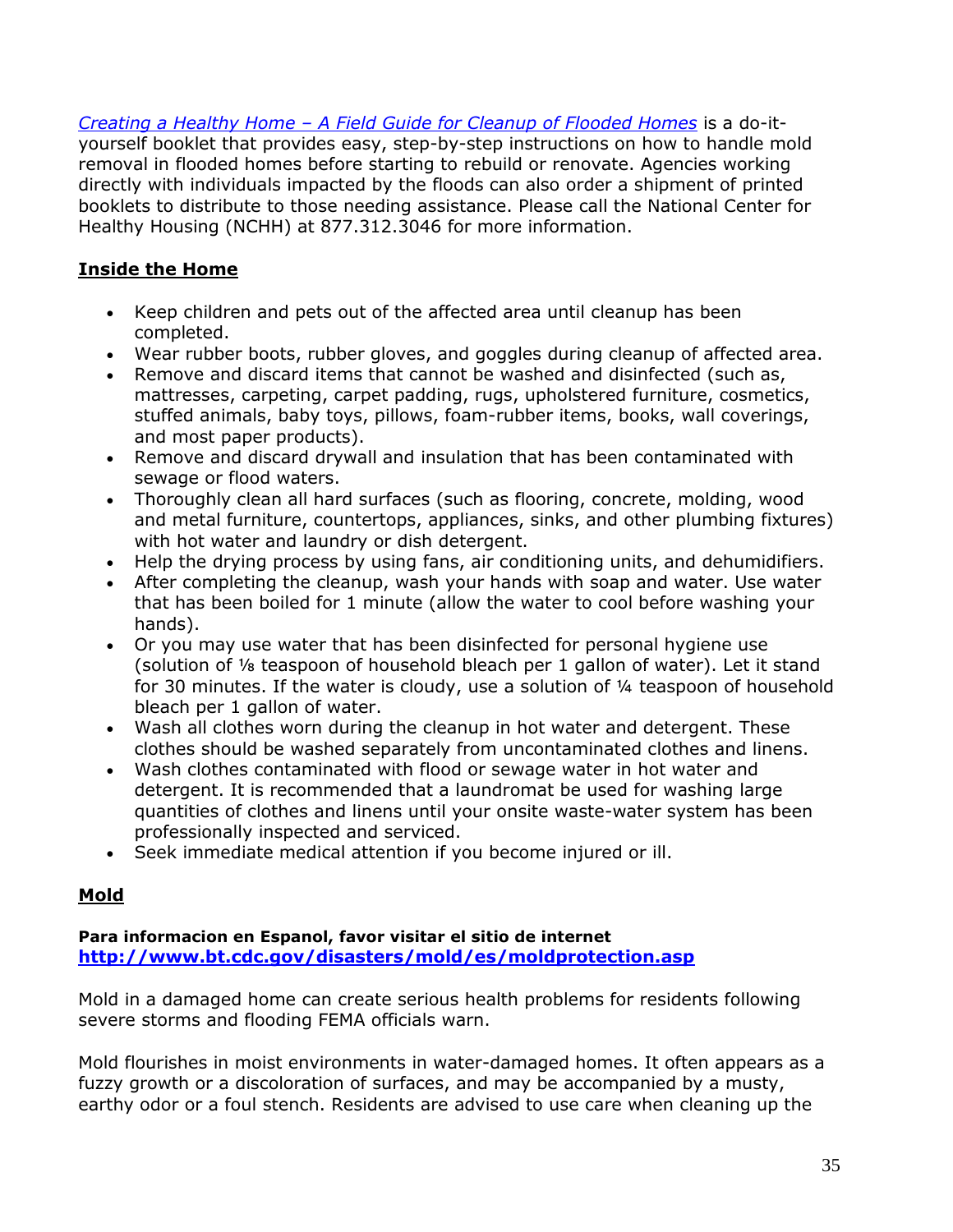*Creating a Healthy Home – A Field Guide for Cleanup of Flooded Homes* is a do-it-yourself booklet that provides easy, step-by-step instructions on how to handle mold removal in flooded homes before starting to rebuild or renovate. Agencies working directly with individuals impacted by the floods can also order a shipment of printed booklets to distribute to those needing assistance. Please call the National Center for Healthy Housing (NCHH) at 877.312.3046 for more information.

## Inside the Home

- Keep children and pets out of the affected area until cleanup has been completed.
- Wear rubber boots, rubber gloves, and goggles during cleanup of affected area.
- Remove and discard items that cannot be washed and disinfected (such as, mattresses, carpeting, carpet padding, rugs, upholstered furniture, cosmetics, stuffed animals, baby toys, pillows, foam-rubber items, books, wall coverings, and most paper products).
- Remove and discard drywall and insulation that has been contaminated with sewage or flood waters.
- Thoroughly clean all hard surfaces (such as flooring, concrete, molding, wood and metal furniture, countertops, appliances, sinks, and other plumbing fixtures) with hot water and laundry or dish detergent.
- Help the drying process by using fans, air conditioning units, and dehumidifiers.
- After completing the cleanup, wash your hands with soap and water. Use water that has been boiled for 1 minute (allow the water to cool before washing your hands).
- Or you may use water that has been disinfected for personal hygiene use (solution of ⅛ teaspoon of household bleach per 1 gallon of water). Let it stand for 30 minutes. If the water is cloudy, use a solution of ¼ teaspoon of household bleach per 1 gallon of water.
- Wash all clothes worn during the cleanup in hot water and detergent. These clothes should be washed separately from uncontaminated clothes and linens.
- Wash clothes contaminated with flood or sewage water in hot water and detergent. It is recommended that a laundromat be used for washing large quantities of clothes and linens until your onsite waste-water system has been professionally inspected and serviced.
- Seek immediate medical attention if you become injured or ill.

## Mold

**Para informacion en Espanol, favor visitar el sitio de internet**
**http://www.bt.cdc.gov/disasters/mold/es/moldprotection.asp**

Mold in a damaged home can create serious health problems for residents following severe storms and flooding FEMA officials warn.

Mold flourishes in moist environments in water-damaged homes. It often appears as a fuzzy growth or a discoloration of surfaces, and may be accompanied by a musty, earthy odor or a foul stench. Residents are advised to use care when cleaning up the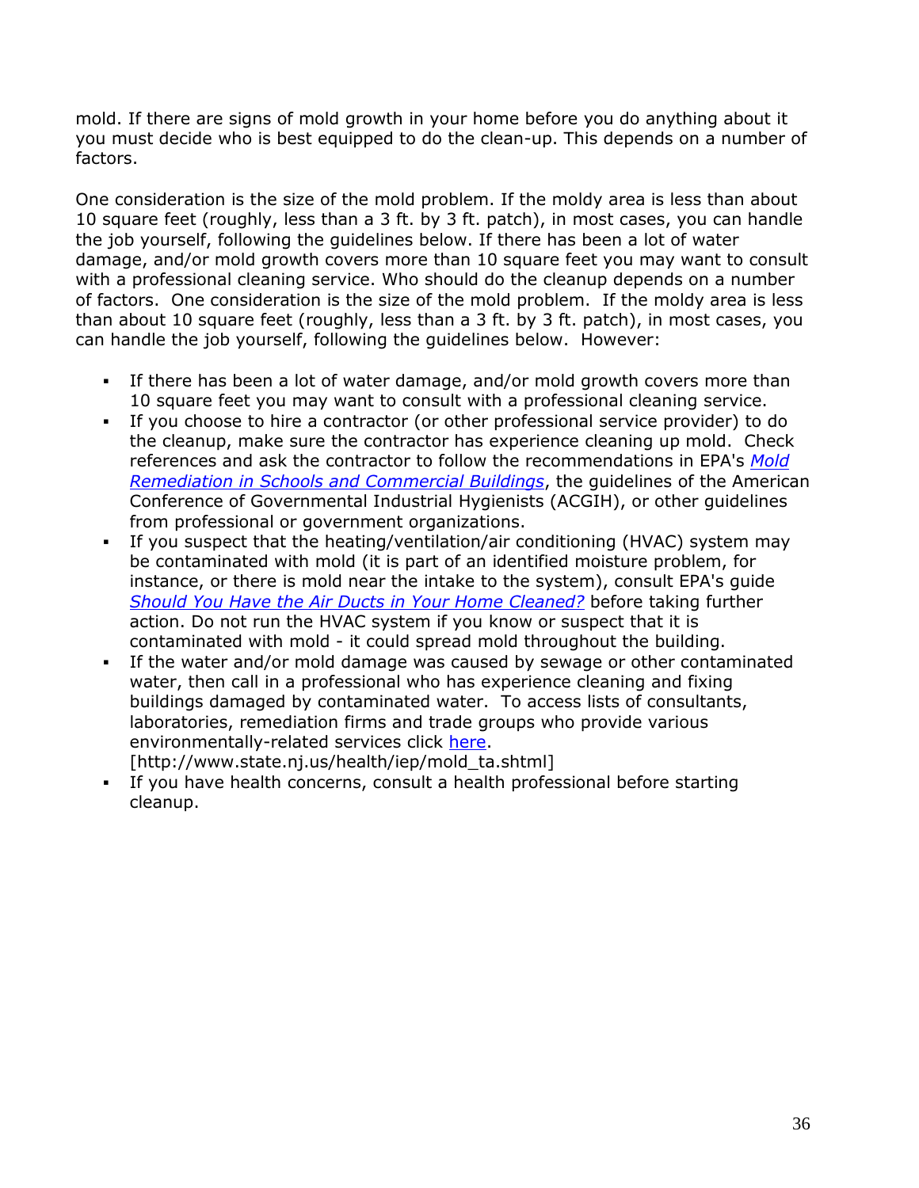mold. If there are signs of mold growth in your home before you do anything about it you must decide who is best equipped to do the clean-up. This depends on a number of factors.

One consideration is the size of the mold problem. If the moldy area is less than about 10 square feet (roughly, less than a 3 ft. by 3 ft. patch), in most cases, you can handle the job yourself, following the guidelines below. If there has been a lot of water damage, and/or mold growth covers more than 10 square feet you may want to consult with a professional cleaning service. Who should do the cleanup depends on a number of factors. One consideration is the size of the mold problem. If the moldy area is less than about 10 square feet (roughly, less than a 3 ft. by 3 ft. patch), in most cases, you can handle the job yourself, following the guidelines below. However:

- If there has been a lot of water damage, and/or mold growth covers more than 10 square feet you may want to consult with a professional cleaning service.
- If you choose to hire a contractor (or other professional service provider) to do the cleanup, make sure the contractor has experience cleaning up mold. Check references and ask the contractor to follow the recommendations in EPA's *Mold Remediation in Schools and Commercial Buildings*, the guidelines of the American Conference of Governmental Industrial Hygienists (ACGIH), or other guidelines from professional or government organizations.
- If you suspect that the heating/ventilation/air conditioning (HVAC) system may be contaminated with mold (it is part of an identified moisture problem, for instance, or there is mold near the intake to the system), consult EPA's guide *Should You Have the Air Ducts in Your Home Cleaned?* before taking further action. Do not run the HVAC system if you know or suspect that it is contaminated with mold - it could spread mold throughout the building.
- If the water and/or mold damage was caused by sewage or other contaminated water, then call in a professional who has experience cleaning and fixing buildings damaged by contaminated water. To access lists of consultants, laboratories, remediation firms and trade groups who provide various environmentally-related services click here. [http://www.state.nj.us/health/iep/mold_ta.shtml]
- If you have health concerns, consult a health professional before starting cleanup.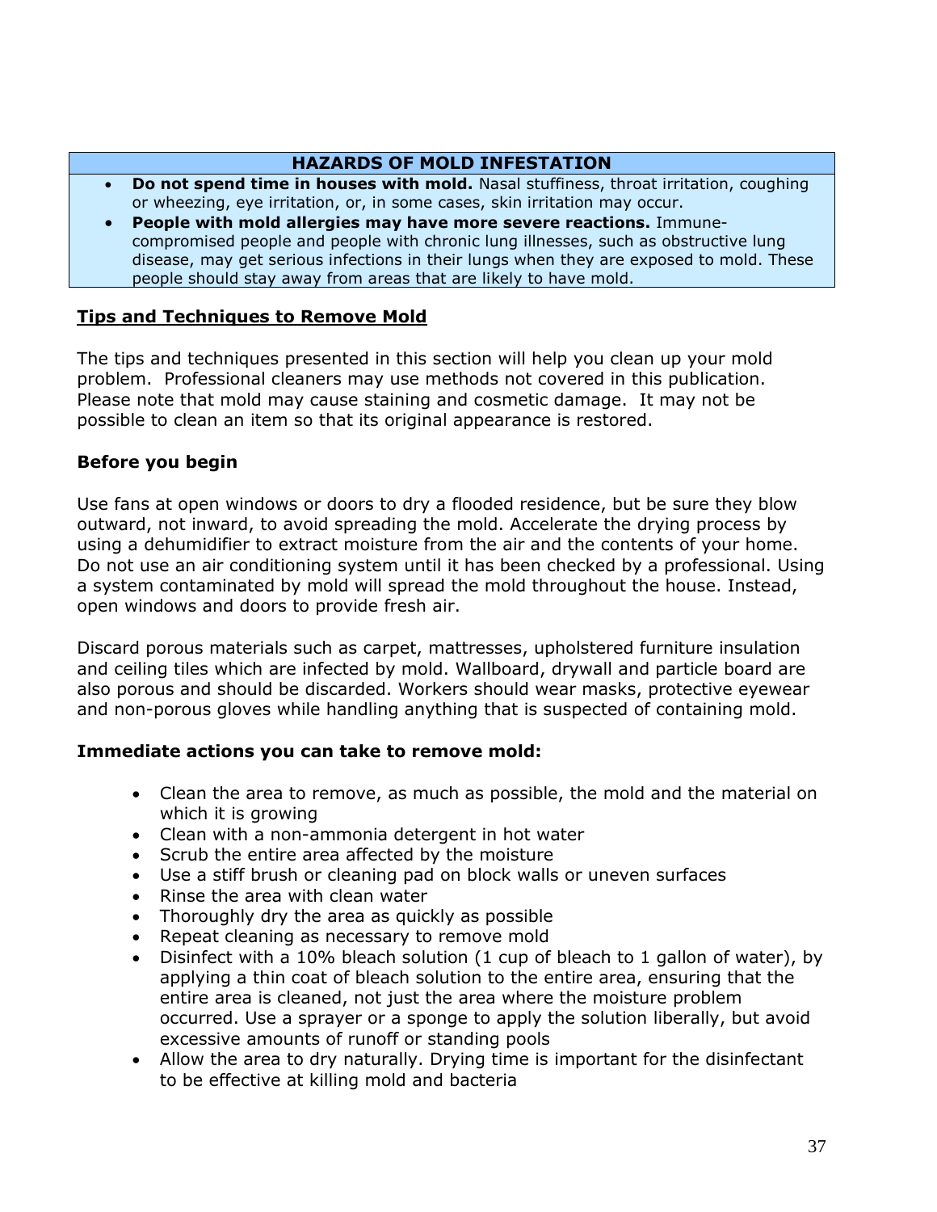| HAZARDS OF MOLD INFESTATION |
|---|
| • **Do not spend time in houses with mold.** Nasal stuffiness, throat irritation, coughing or wheezing, eye irritation, or, in some cases, skin irritation may occur.<br>• **People with mold allergies may have more severe reactions.** Immune-compromised people and people with chronic lung illnesses, such as obstructive lung disease, may get serious infections in their lungs when they are exposed to mold. These people should stay away from areas that are likely to have mold. |

## Tips and Techniques to Remove Mold

The tips and techniques presented in this section will help you clean up your mold problem. Professional cleaners may use methods not covered in this publication. Please note that mold may cause staining and cosmetic damage. It may not be possible to clean an item so that its original appearance is restored.

### Before you begin

Use fans at open windows or doors to dry a flooded residence, but be sure they blow outward, not inward, to avoid spreading the mold. Accelerate the drying process by using a dehumidifier to extract moisture from the air and the contents of your home. Do not use an air conditioning system until it has been checked by a professional. Using a system contaminated by mold will spread the mold throughout the house. Instead, open windows and doors to provide fresh air.

Discard porous materials such as carpet, mattresses, upholstered furniture insulation and ceiling tiles which are infected by mold. Wallboard, drywall and particle board are also porous and should be discarded. Workers should wear masks, protective eyewear and non-porous gloves while handling anything that is suspected of containing mold.

### Immediate actions you can take to remove mold:

- Clean the area to remove, as much as possible, the mold and the material on which it is growing
- Clean with a non-ammonia detergent in hot water
- Scrub the entire area affected by the moisture
- Use a stiff brush or cleaning pad on block walls or uneven surfaces
- Rinse the area with clean water
- Thoroughly dry the area as quickly as possible
- Repeat cleaning as necessary to remove mold
- Disinfect with a 10% bleach solution (1 cup of bleach to 1 gallon of water), by applying a thin coat of bleach solution to the entire area, ensuring that the entire area is cleaned, not just the area where the moisture problem occurred. Use a sprayer or a sponge to apply the solution liberally, but avoid excessive amounts of runoff or standing pools
- Allow the area to dry naturally. Drying time is important for the disinfectant to be effective at killing mold and bacteria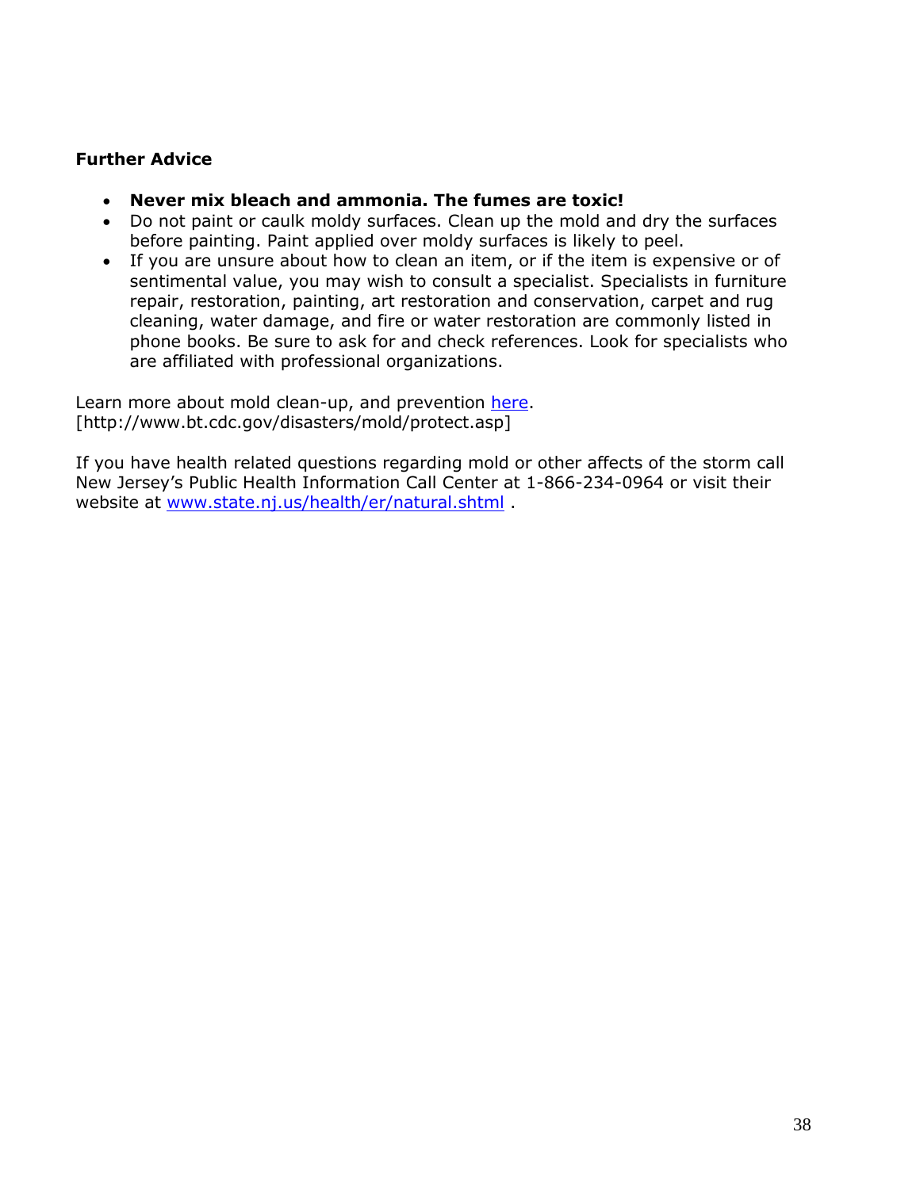**Further Advice**

- **Never mix bleach and ammonia. The fumes are toxic!**
- Do not paint or caulk moldy surfaces. Clean up the mold and dry the surfaces before painting. Paint applied over moldy surfaces is likely to peel.
- If you are unsure about how to clean an item, or if the item is expensive or of sentimental value, you may wish to consult a specialist. Specialists in furniture repair, restoration, painting, art restoration and conservation, carpet and rug cleaning, water damage, and fire or water restoration are commonly listed in phone books. Be sure to ask for and check references. Look for specialists who are affiliated with professional organizations.

Learn more about mold clean-up, and prevention [here](http://www.bt.cdc.gov/disasters/mold/protect.asp).
[http://www.bt.cdc.gov/disasters/mold/protect.asp]

If you have health related questions regarding mold or other affects of the storm call New Jersey's Public Health Information Call Center at 1-866-234-0964 or visit their website at [www.state.nj.us/health/er/natural.shtml](http://www.state.nj.us/health/er/natural.shtml) .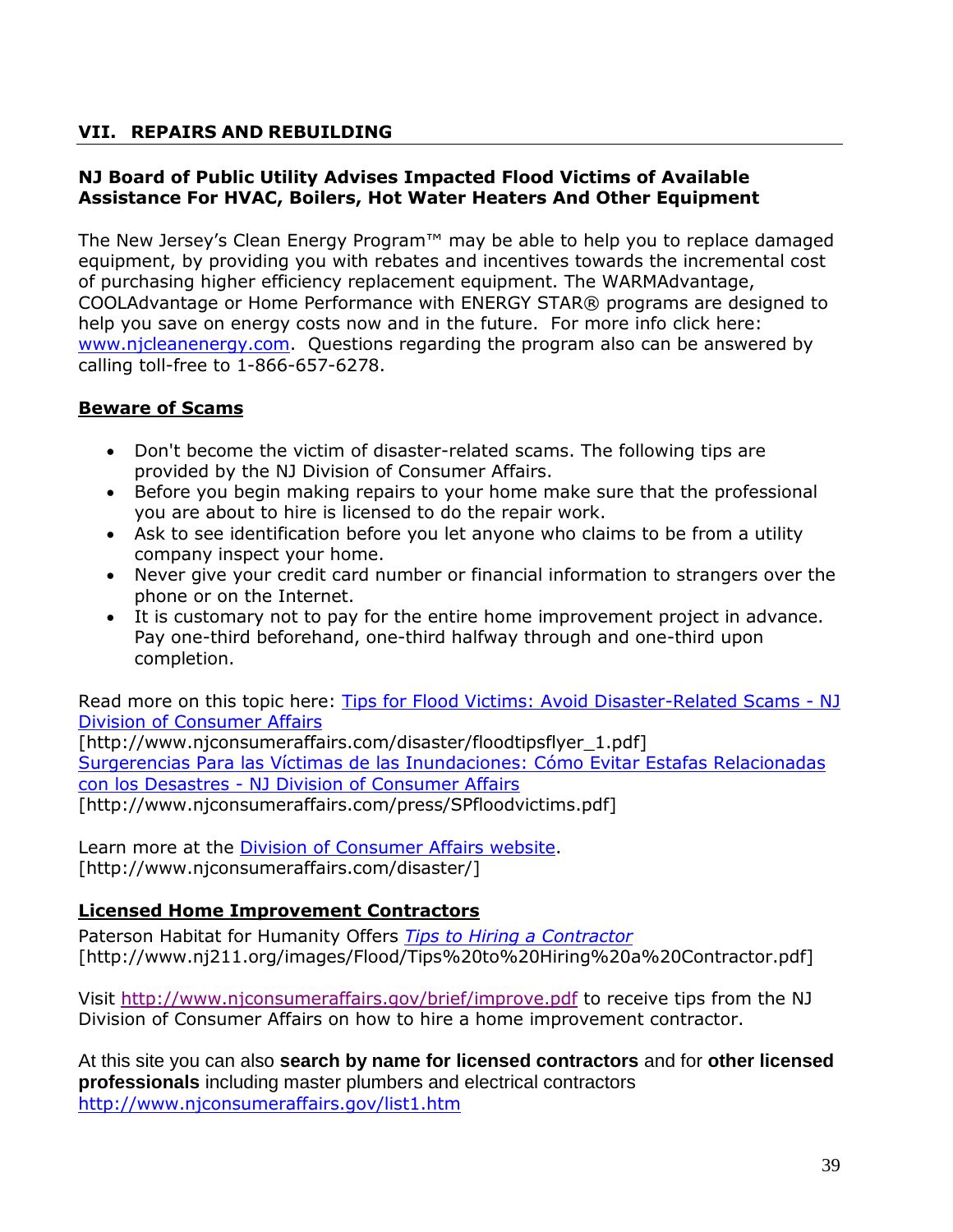## VII. REPAIRS AND REBUILDING

### NJ Board of Public Utility Advises Impacted Flood Victims of Available Assistance For HVAC, Boilers, Hot Water Heaters And Other Equipment

The New Jersey's Clean Energy Program™ may be able to help you to replace damaged equipment, by providing you with rebates and incentives towards the incremental cost of purchasing higher efficiency replacement equipment. The WARMAdvantage, COOLAdvantage or Home Performance with ENERGY STAR® programs are designed to help you save on energy costs now and in the future. For more info click here: www.njcleanenergy.com. Questions regarding the program also can be answered by calling toll-free to 1-866-657-6278.

### Beware of Scams

- Don't become the victim of disaster-related scams. The following tips are provided by the NJ Division of Consumer Affairs.
- Before you begin making repairs to your home make sure that the professional you are about to hire is licensed to do the repair work.
- Ask to see identification before you let anyone who claims to be from a utility company inspect your home.
- Never give your credit card number or financial information to strangers over the phone or on the Internet.
- It is customary not to pay for the entire home improvement project in advance. Pay one-third beforehand, one-third halfway through and one-third upon completion.

Read more on this topic here: Tips for Flood Victims: Avoid Disaster-Related Scams - NJ Division of Consumer Affairs
[http://www.njconsumeraffairs.com/disaster/floodtipsflyer_1.pdf]
Surgerencias Para las Víctimas de las Inundaciones: Cómo Evitar Estafas Relacionadas con los Desastres - NJ Division of Consumer Affairs
[http://www.njconsumeraffairs.com/press/SPfloodvictims.pdf]

Learn more at the Division of Consumer Affairs website.
[http://www.njconsumeraffairs.com/disaster/]

### Licensed Home Improvement Contractors

Paterson Habitat for Humanity Offers *Tips to Hiring a Contractor*
[http://www.nj211.org/images/Flood/Tips%20to%20Hiring%20a%20Contractor.pdf]

Visit http://www.njconsumeraffairs.gov/brief/improve.pdf to receive tips from the NJ Division of Consumer Affairs on how to hire a home improvement contractor.

At this site you can also **search by name for licensed contractors** and for **other licensed professionals** including master plumbers and electrical contractors http://www.njconsumeraffairs.gov/list1.htm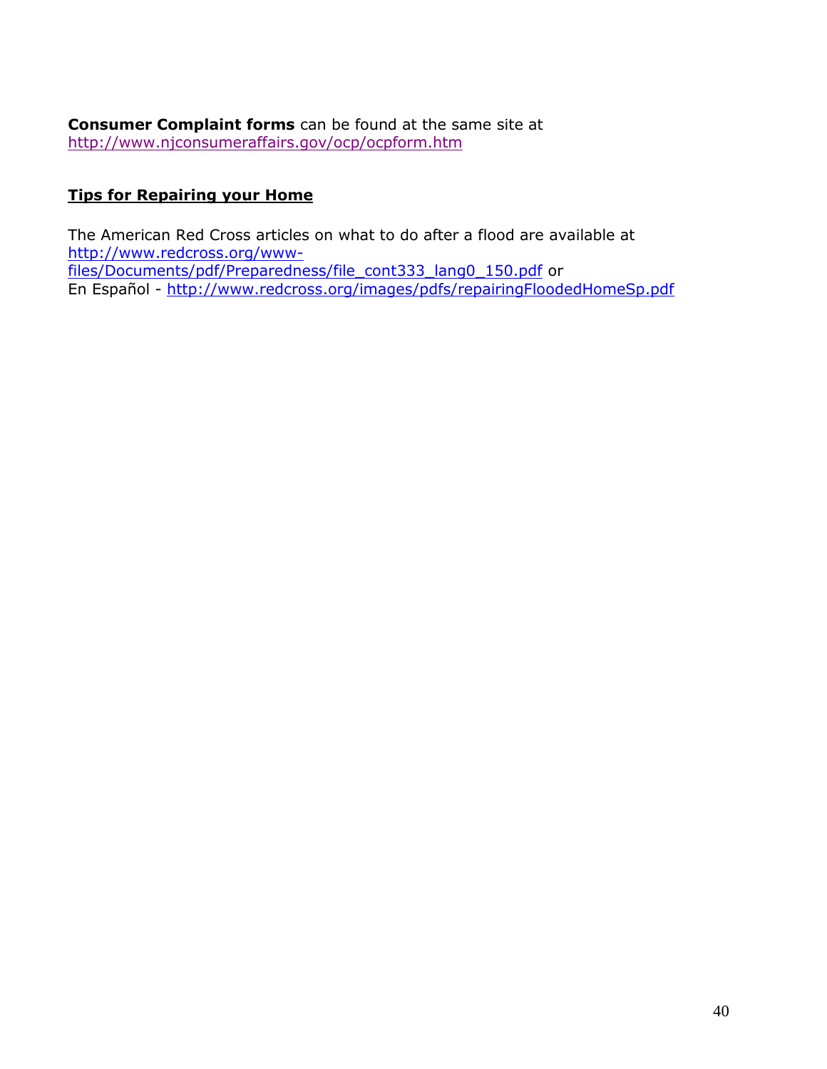**Consumer Complaint forms** can be found at the same site at http://www.njconsumeraffairs.gov/ocp/ocpform.htm

## Tips for Repairing your Home

The American Red Cross articles on what to do after a flood are available at http://www.redcross.org/www-files/Documents/pdf/Preparedness/file_cont333_lang0_150.pdf or
En Español - http://www.redcross.org/images/pdfs/repairingFloodedHomeSp.pdf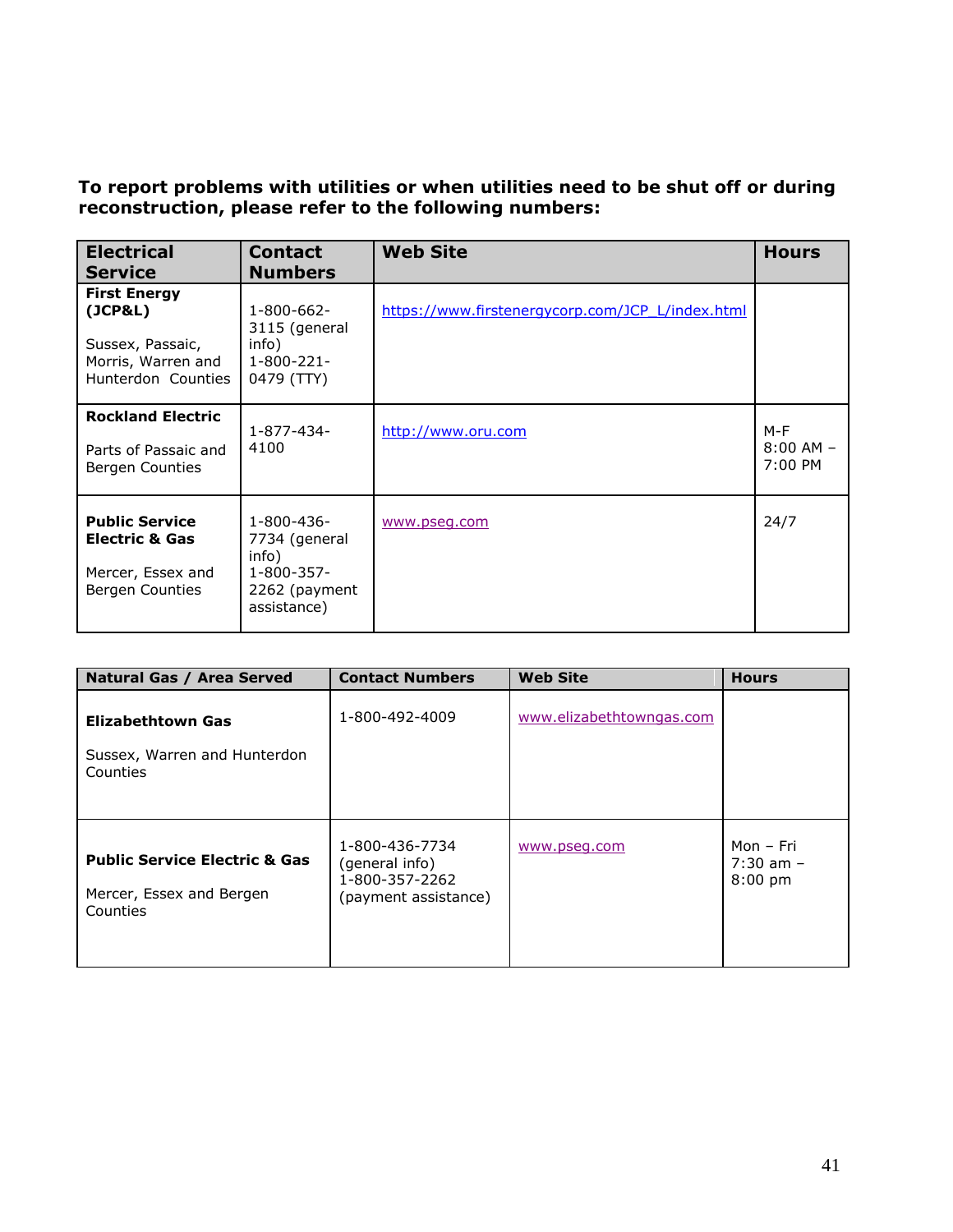**To report problems with utilities or when utilities need to be shut off or during reconstruction, please refer to the following numbers:**

| Electrical Service | Contact Numbers | Web Site | Hours |
|---|---|---|---|
| **First Energy (JCP&L)**<br><br>Sussex, Passaic, Morris, Warren and Hunterdon Counties | 1-800-662-3115 (general info)<br>1-800-221-0479 (TTY) | https://www.firstenergycorp.com/JCP_L/index.html | |
| **Rockland Electric**<br><br>Parts of Passaic and Bergen Counties | 1-877-434-4100 | http://www.oru.com | M-F 8:00 AM – 7:00 PM |
| **Public Service Electric & Gas**<br><br>Mercer, Essex and Bergen Counties | 1-800-436-7734 (general info)<br>1-800-357-2262 (payment assistance) | www.pseg.com | 24/7 |

| Natural Gas / Area Served | Contact Numbers | Web Site | Hours |
|---|---|---|---|
| **Elizabethtown Gas**<br><br>Sussex, Warren and Hunterdon Counties | 1-800-492-4009 | www.elizabethtowngas.com | |
| **Public Service Electric & Gas**<br><br>Mercer, Essex and Bergen Counties | 1-800-436-7734 (general info)<br>1-800-357-2262 (payment assistance) | www.pseg.com | Mon – Fri 7:30 am – 8:00 pm |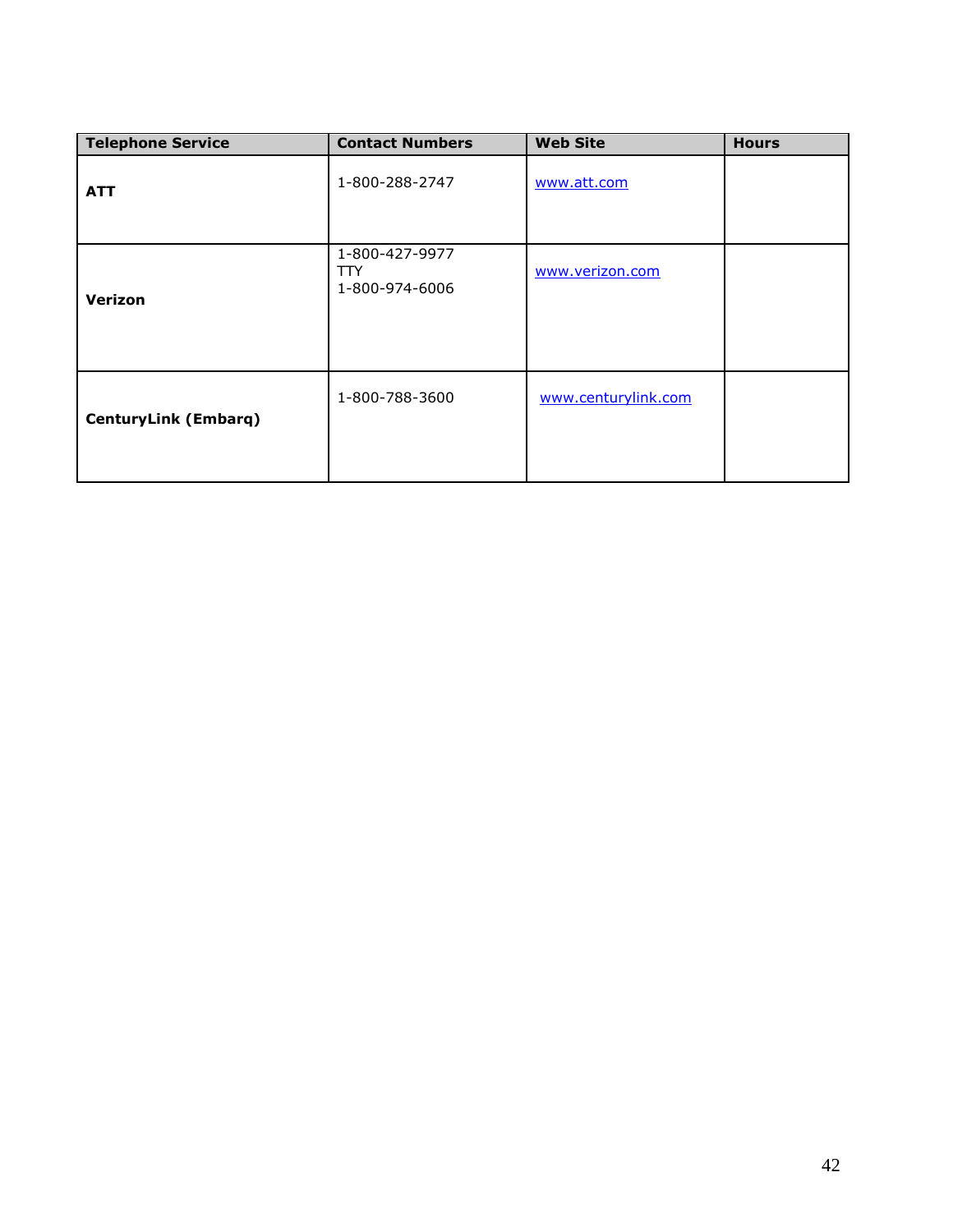| Telephone Service | Contact Numbers | Web Site | Hours |
| --- | --- | --- | --- |
| **ATT** | 1-800-288-2747 | www.att.com | |
| **Verizon** | 1-800-427-9977<br>TTY<br>1-800-974-6006 | www.verizon.com | |
| **CenturyLink (Embarq)** | 1-800-788-3600 | www.centurylink.com | |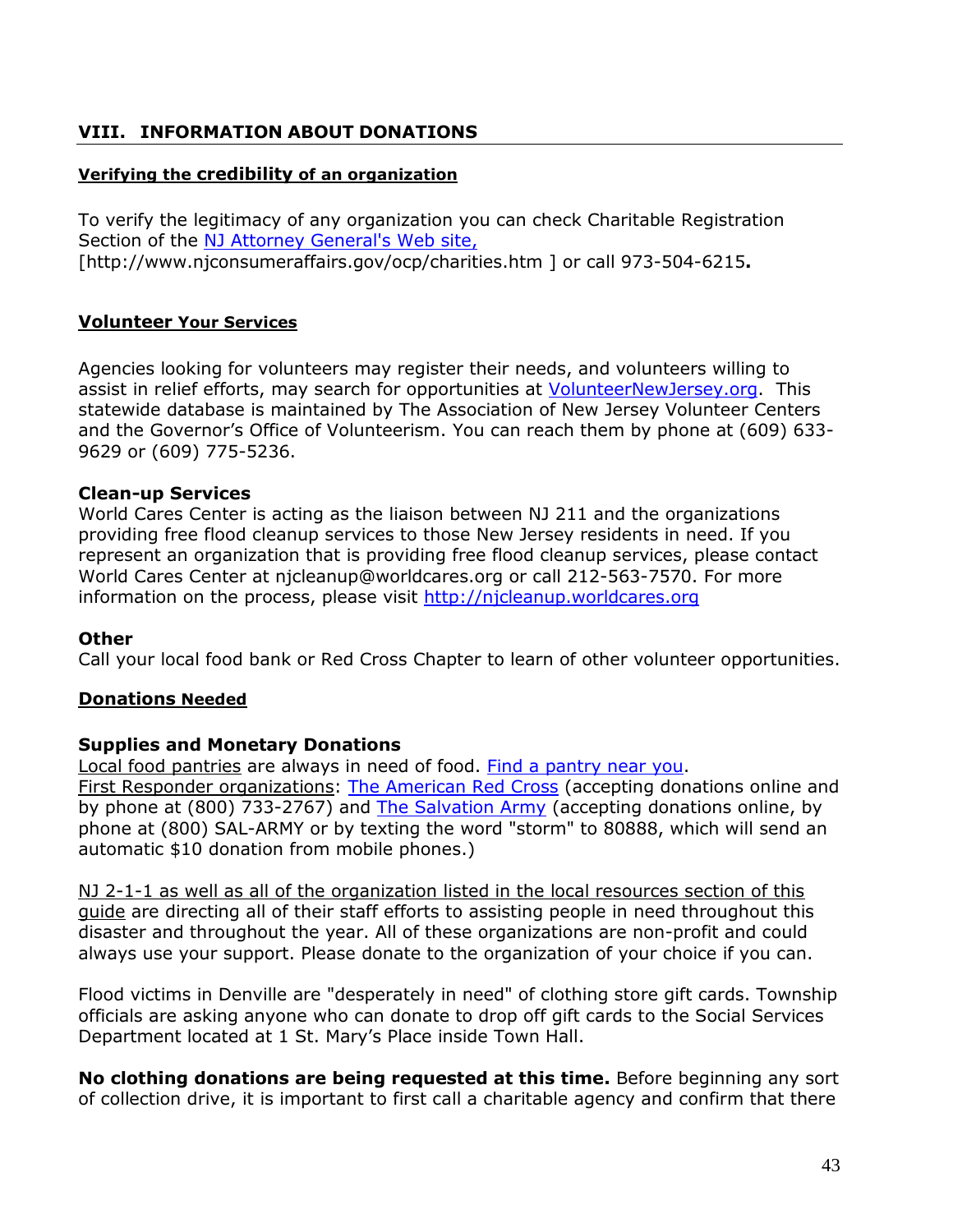## VIII. INFORMATION ABOUT DONATIONS

**Verifying the credibility of an organization**

To verify the legitimacy of any organization you can check Charitable Registration Section of the NJ Attorney General's Web site, [http://www.njconsumeraffairs.gov/ocp/charities.htm ] or call 973-504-6215**.**

**Volunteer Your Services**

Agencies looking for volunteers may register their needs, and volunteers willing to assist in relief efforts, may search for opportunities at VolunteerNewJersey.org. This statewide database is maintained by The Association of New Jersey Volunteer Centers and the Governor's Office of Volunteerism. You can reach them by phone at (609) 633-9629 or (609) 775-5236.

**Clean-up Services**

World Cares Center is acting as the liaison between NJ 211 and the organizations providing free flood cleanup services to those New Jersey residents in need. If you represent an organization that is providing free flood cleanup services, please contact World Cares Center at njcleanup@worldcares.org or call 212-563-7570. For more information on the process, please visit http://njcleanup.worldcares.org

**Other**

Call your local food bank or Red Cross Chapter to learn of other volunteer opportunities.

**Donations Needed**

**Supplies and Monetary Donations**

Local food pantries are always in need of food. Find a pantry near you.
First Responder organizations: The American Red Cross (accepting donations online and by phone at (800) 733-2767) and The Salvation Army (accepting donations online, by phone at (800) SAL-ARMY or by texting the word "storm" to 80888, which will send an automatic $10 donation from mobile phones.)

NJ 2-1-1 as well as all of the organization listed in the local resources section of this guide are directing all of their staff efforts to assisting people in need throughout this disaster and throughout the year. All of these organizations are non-profit and could always use your support. Please donate to the organization of your choice if you can.

Flood victims in Denville are "desperately in need" of clothing store gift cards. Township officials are asking anyone who can donate to drop off gift cards to the Social Services Department located at 1 St. Mary's Place inside Town Hall.

**No clothing donations are being requested at this time.** Before beginning any sort of collection drive, it is important to first call a charitable agency and confirm that there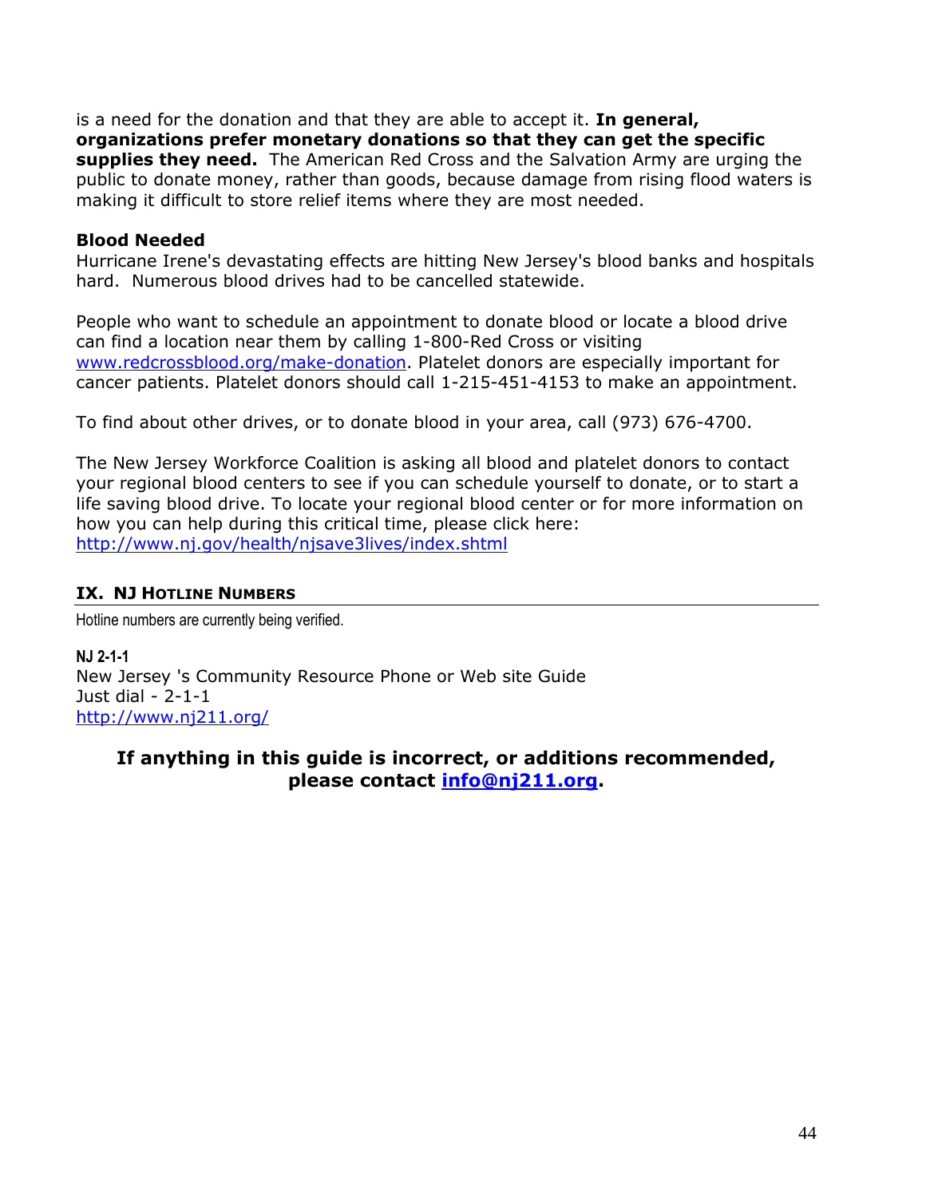is a need for the donation and that they are able to accept it. **In general, organizations prefer monetary donations so that they can get the specific supplies they need.** The American Red Cross and the Salvation Army are urging the public to donate money, rather than goods, because damage from rising flood waters is making it difficult to store relief items where they are most needed.

**Blood Needed**

Hurricane Irene's devastating effects are hitting New Jersey's blood banks and hospitals hard. Numerous blood drives had to be cancelled statewide.

People who want to schedule an appointment to donate blood or locate a blood drive can find a location near them by calling 1-800-Red Cross or visiting www.redcrossblood.org/make-donation. Platelet donors are especially important for cancer patients. Platelet donors should call 1-215-451-4153 to make an appointment.

To find about other drives, or to donate blood in your area, call (973) 676-4700.

The New Jersey Workforce Coalition is asking all blood and platelet donors to contact your regional blood centers to see if you can schedule yourself to donate, or to start a life saving blood drive. To locate your regional blood center or for more information on how you can help during this critical time, please click here: http://www.nj.gov/health/njsave3lives/index.shtml

## IX. NJ Hotline Numbers

Hotline numbers are currently being verified.

**NJ 2-1-1**
New Jersey 's Community Resource Phone or Web site Guide
Just dial - 2-1-1
http://www.nj211.org/

**If anything in this guide is incorrect, or additions recommended, please contact info@nj211.org.**